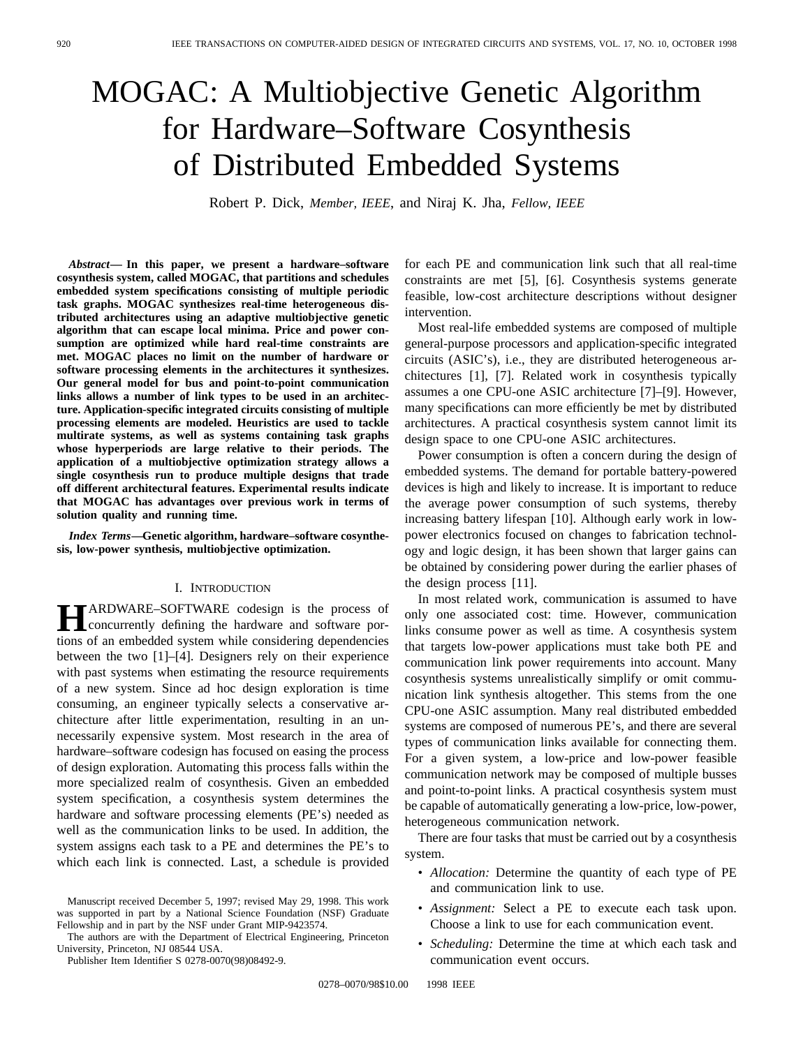# MOGAC: A Multiobjective Genetic Algorithm for Hardware–Software Cosynthesis of Distributed Embedded Systems

Robert P. Dick, *Member, IEEE*, and Niraj K. Jha, *Fellow, IEEE*

***Abstract*— In this paper, we present a hardware–software cosynthesis system, called MOGAC, that partitions and schedules embedded system specifications consisting of multiple periodic task graphs. MOGAC synthesizes real-time heterogeneous distributed architectures using an adaptive multiobjective genetic algorithm that can escape local minima. Price and power consumption are optimized while hard real-time constraints are met. MOGAC places no limit on the number of hardware or software processing elements in the architectures it synthesizes. Our general model for bus and point-to-point communication links allows a number of link types to be used in an architecture. Application-specific integrated circuits consisting of multiple processing elements are modeled. Heuristics are used to tackle multirate systems, as well as systems containing task graphs whose hyperperiods are large relative to their periods. The application of a multiobjective optimization strategy allows a single cosynthesis run to produce multiple designs that trade off different architectural features. Experimental results indicate that MOGAC has advantages over previous work in terms of solution quality and running time.**

***Index Terms*—Genetic algorithm, hardware–software cosynthesis, low-power synthesis, multiobjective optimization.**

## I. Introduction

Hardware–software codesign is the process of concurrently defining the hardware and software portions of an embedded system while considering dependencies between the two [1]–[4]. Designers rely on their experience with past systems when estimating the resource requirements of a new system. Since ad hoc design exploration is time consuming, an engineer typically selects a conservative architecture after little experimentation, resulting in an unnecessarily expensive system. Most research in the area of hardware–software codesign has focused on easing the process of design exploration. Automating this process falls within the more specialized realm of cosynthesis. Given an embedded system specification, a cosynthesis system determines the hardware and software processing elements (PE's) needed as well as the communication links to be used. In addition, the system assigns each task to a PE and determines the PE's to which each link is connected. Last, a schedule is provided for each PE and communication link such that all real-time constraints are met [5], [6]. Cosynthesis systems generate feasible, low-cost architecture descriptions without designer intervention.

Most real-life embedded systems are composed of multiple general-purpose processors and application-specific integrated circuits (ASIC's), i.e., they are distributed heterogeneous architectures [1], [7]. Related work in cosynthesis typically assumes a one CPU-one ASIC architecture [7]–[9]. However, many specifications can more efficiently be met by distributed architectures. A practical cosynthesis system cannot limit its design space to one CPU-one ASIC architectures.

Power consumption is often a concern during the design of embedded systems. The demand for portable battery-powered devices is high and likely to increase. It is important to reduce the average power consumption of such systems, thereby increasing battery lifespan [10]. Although early work in low-power electronics focused on changes to fabrication technology and logic design, it has been shown that larger gains can be obtained by considering power during the earlier phases of the design process [11].

In most related work, communication is assumed to have only one associated cost: time. However, communication links consume power as well as time. A cosynthesis system that targets low-power applications must take both PE and communication link power requirements into account. Many cosynthesis systems unrealistically simplify or omit communication link synthesis altogether. This stems from the one CPU-one ASIC assumption. Many real distributed embedded systems are composed of numerous PE's, and there are several types of communication links available for connecting them. For a given system, a low-price and low-power feasible communication network may be composed of multiple busses and point-to-point links. A practical cosynthesis system must be capable of automatically generating a low-price, low-power, heterogeneous communication network.

There are four tasks that must be carried out by a cosynthesis system.

- *Allocation:* Determine the quantity of each type of PE and communication link to use.
- *Assignment:* Select a PE to execute each task upon. Choose a link to use for each communication event.
- *Scheduling:* Determine the time at which each task and communication event occurs.

Manuscript received December 5, 1997; revised May 29, 1998. This work was supported in part by a National Science Foundation (NSF) Graduate Fellowship and in part by the NSF under Grant MIP-9423574.

The authors are with the Department of Electrical Engineering, Princeton University, Princeton, NJ 08544 USA.

Publisher Item Identifier S 0278-0070(98)08492-9.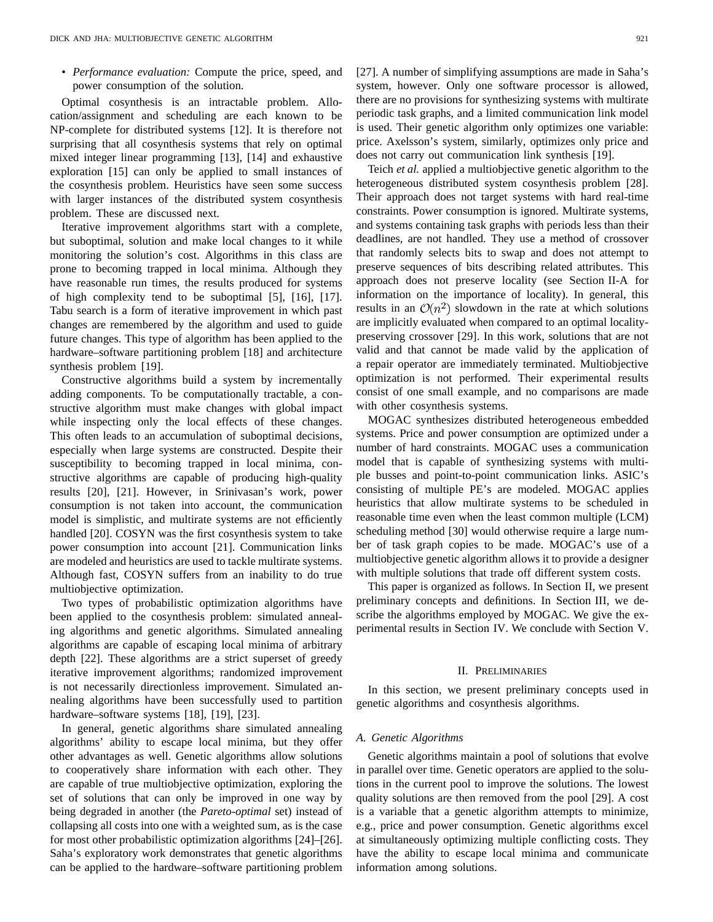- *Performance evaluation:* Compute the price, speed, and power consumption of the solution.

Optimal cosynthesis is an intractable problem. Allocation/assignment and scheduling are each known to be NP-complete for distributed systems [12]. It is therefore not surprising that all cosynthesis systems that rely on optimal mixed integer linear programming [13], [14] and exhaustive exploration [15] can only be applied to small instances of the cosynthesis problem. Heuristics have seen some success with larger instances of the distributed system cosynthesis problem. These are discussed next.

Iterative improvement algorithms start with a complete, but suboptimal, solution and make local changes to it while monitoring the solution's cost. Algorithms in this class are prone to becoming trapped in local minima. Although they have reasonable run times, the results produced for systems of high complexity tend to be suboptimal [5], [16], [17]. Tabu search is a form of iterative improvement in which past changes are remembered by the algorithm and used to guide future changes. This type of algorithm has been applied to the hardware–software partitioning problem [18] and architecture synthesis problem [19].

Constructive algorithms build a system by incrementally adding components. To be computationally tractable, a constructive algorithm must make changes with global impact while inspecting only the local effects of these changes. This often leads to an accumulation of suboptimal decisions, especially when large systems are constructed. Despite their susceptibility to becoming trapped in local minima, constructive algorithms are capable of producing high-quality results [20], [21]. However, in Srinivasan's work, power consumption is not taken into account, the communication model is simplistic, and multirate systems are not efficiently handled [20]. COSYN was the first cosynthesis system to take power consumption into account [21]. Communication links are modeled and heuristics are used to tackle multirate systems. Although fast, COSYN suffers from an inability to do true multiobjective optimization.

Two types of probabilistic optimization algorithms have been applied to the cosynthesis problem: simulated annealing algorithms and genetic algorithms. Simulated annealing algorithms are capable of escaping local minima of arbitrary depth [22]. These algorithms are a strict superset of greedy iterative improvement algorithms; randomized improvement is not necessarily directionless improvement. Simulated annealing algorithms have been successfully used to partition hardware–software systems [18], [19], [23].

In general, genetic algorithms share simulated annealing algorithms' ability to escape local minima, but they offer other advantages as well. Genetic algorithms allow solutions to cooperatively share information with each other. They are capable of true multiobjective optimization, exploring the set of solutions that can only be improved in one way by being degraded in another (the *Pareto-optimal* set) instead of collapsing all costs into one with a weighted sum, as is the case for most other probabilistic optimization algorithms [24]–[26]. Saha's exploratory work demonstrates that genetic algorithms can be applied to the hardware–software partitioning problem [27]. A number of simplifying assumptions are made in Saha's system, however. Only one software processor is allowed, there are no provisions for synthesizing systems with multirate periodic task graphs, and a limited communication link model is used. Their genetic algorithm only optimizes one variable: price. Axelsson's system, similarly, optimizes only price and does not carry out communication link synthesis [19].

Teich *et al.* applied a multiobjective genetic algorithm to the heterogeneous distributed system cosynthesis problem [28]. Their approach does not target systems with hard real-time constraints. Power consumption is ignored. Multirate systems, and systems containing task graphs with periods less than their deadlines, are not handled. They use a method of crossover that randomly selects bits to swap and does not attempt to preserve sequences of bits describing related attributes. This approach does not preserve locality (see Section II-A for information on the importance of locality). In general, this results in an $\mathcal{O}(n^2)$ slowdown in the rate at which solutions are implicitly evaluated when compared to an optimal locality-preserving crossover [29]. In this work, solutions that are not valid and that cannot be made valid by the application of a repair operator are immediately terminated. Multiobjective optimization is not performed. Their experimental results consist of one small example, and no comparisons are made with other cosynthesis systems.

MOGAC synthesizes distributed heterogeneous embedded systems. Price and power consumption are optimized under a number of hard constraints. MOGAC uses a communication model that is capable of synthesizing systems with multiple busses and point-to-point communication links. ASIC's consisting of multiple PE's are modeled. MOGAC applies heuristics that allow multirate systems to be scheduled in reasonable time even when the least common multiple (LCM) scheduling method [30] would otherwise require a large number of task graph copies to be made. MOGAC's use of a multiobjective genetic algorithm allows it to provide a designer with multiple solutions that trade off different system costs.

This paper is organized as follows. In Section II, we present preliminary concepts and definitions. In Section III, we describe the algorithms employed by MOGAC. We give the experimental results in Section IV. We conclude with Section V.

## II. Preliminaries

In this section, we present preliminary concepts used in genetic algorithms and cosynthesis algorithms.

### A. Genetic Algorithms

Genetic algorithms maintain a pool of solutions that evolve in parallel over time. Genetic operators are applied to the solutions in the current pool to improve the solutions. The lowest quality solutions are then removed from the pool [29]. A cost is a variable that a genetic algorithm attempts to minimize, e.g., price and power consumption. Genetic algorithms excel at simultaneously optimizing multiple conflicting costs. They have the ability to escape local minima and communicate information among solutions.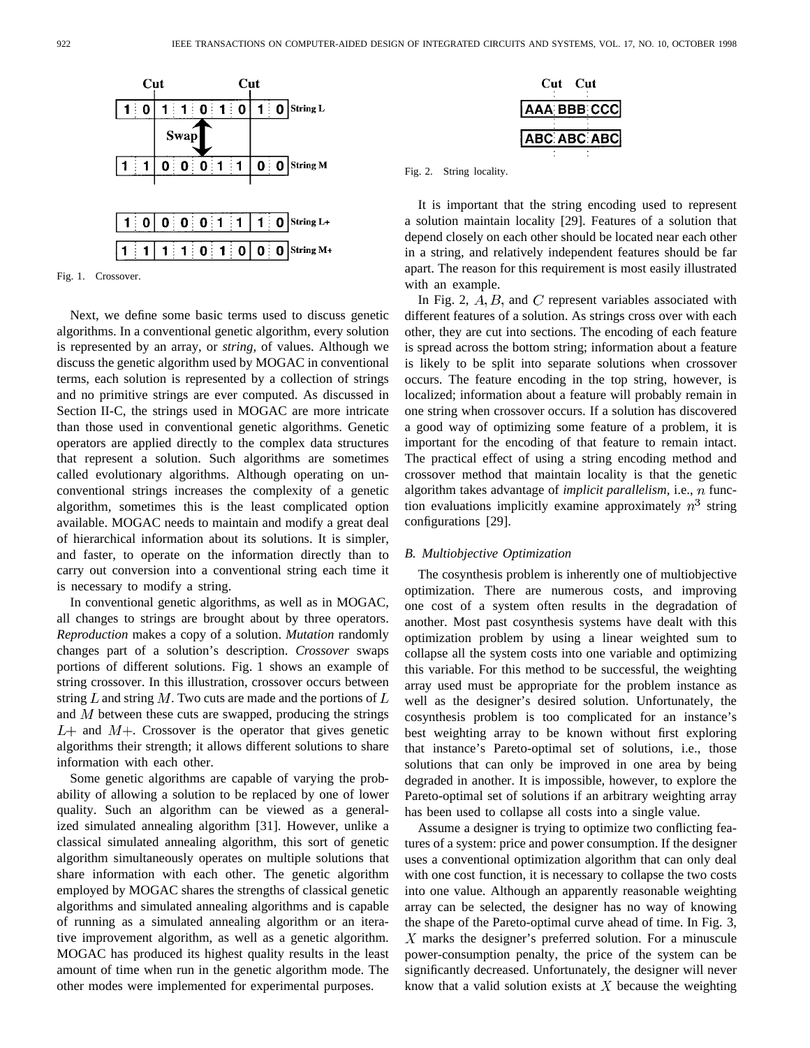Fig. 1. Crossover.

Next, we define some basic terms used to discuss genetic algorithms. In a conventional genetic algorithm, every solution is represented by an array, or *string*, of values. Although we discuss the genetic algorithm used by MOGAC in conventional terms, each solution is represented by a collection of strings and no primitive strings are ever computed. As discussed in Section II-C, the strings used in MOGAC are more intricate than those used in conventional genetic algorithms. Genetic operators are applied directly to the complex data structures that represent a solution. Such algorithms are sometimes called evolutionary algorithms. Although operating on unconventional strings increases the complexity of a genetic algorithm, sometimes this is the least complicated option available. MOGAC needs to maintain and modify a great deal of hierarchical information about its solutions. It is simpler, and faster, to operate on the information directly than to carry out conversion into a conventional string each time it is necessary to modify a string.

In conventional genetic algorithms, as well as in MOGAC, all changes to strings are brought about by three operators. *Reproduction* makes a copy of a solution. *Mutation* randomly changes part of a solution's description. *Crossover* swaps portions of different solutions. Fig. 1 shows an example of string crossover. In this illustration, crossover occurs between string $L$ and string $M$. Two cuts are made and the portions of $L$ and $M$ between these cuts are swapped, producing the strings $L+$ and $M+$. Crossover is the operator that gives genetic algorithms their strength; it allows different solutions to share information with each other.

Some genetic algorithms are capable of varying the probability of allowing a solution to be replaced by one of lower quality. Such an algorithm can be viewed as a generalized simulated annealing algorithm [31]. However, unlike a classical simulated annealing algorithm, this sort of genetic algorithm simultaneously operates on multiple solutions that share information with each other. The genetic algorithm employed by MOGAC shares the strengths of classical genetic algorithms and simulated annealing algorithms and is capable of running as a simulated annealing algorithm or an iterative improvement algorithm, as well as a genetic algorithm. MOGAC has produced its highest quality results in the least amount of time when run in the genetic algorithm mode. The other modes were implemented for experimental purposes.

Fig. 2. String locality.

It is important that the string encoding used to represent a solution maintain locality [29]. Features of a solution that depend closely on each other should be located near each other in a string, and relatively independent features should be far apart. The reason for this requirement is most easily illustrated with an example.

In Fig. 2, $A, B$, and $C$ represent variables associated with different features of a solution. As strings cross over with each other, they are cut into sections. The encoding of each feature is spread across the bottom string; information about a feature is likely to be split into separate solutions when crossover occurs. The feature encoding in the top string, however, is localized; information about a feature will probably remain in one string when crossover occurs. If a solution has discovered a good way of optimizing some feature of a problem, it is important for the encoding of that feature to remain intact. The practical effect of using a string encoding method and crossover method that maintain locality is that the genetic algorithm takes advantage of *implicit parallelism*, i.e., $n$ function evaluations implicitly examine approximately $n^3$ string configurations [29].

### B. Multiobjective Optimization

The cosynthesis problem is inherently one of multiobjective optimization. There are numerous costs, and improving one cost of a system often results in the degradation of another. Most past cosynthesis systems have dealt with this optimization problem by using a linear weighted sum to collapse all the system costs into one variable and optimizing this variable. For this method to be successful, the weighting array used must be appropriate for the problem instance as well as the designer's desired solution. Unfortunately, the cosynthesis problem is too complicated for an instance's best weighting array to be known without first exploring that instance's Pareto-optimal set of solutions, i.e., those solutions that can only be improved in one area by being degraded in another. It is impossible, however, to explore the Pareto-optimal set of solutions if an arbitrary weighting array has been used to collapse all costs into a single value.

Assume a designer is trying to optimize two conflicting features of a system: price and power consumption. If the designer uses a conventional optimization algorithm that can only deal with one cost function, it is necessary to collapse the two costs into one value. Although an apparently reasonable weighting array can be selected, the designer has no way of knowing the shape of the Pareto-optimal curve ahead of time. In Fig. 3, $X$ marks the designer's preferred solution. For a minuscule power-consumption penalty, the price of the system can be significantly decreased. Unfortunately, the designer will never know that a valid solution exists at $X$ because the weighting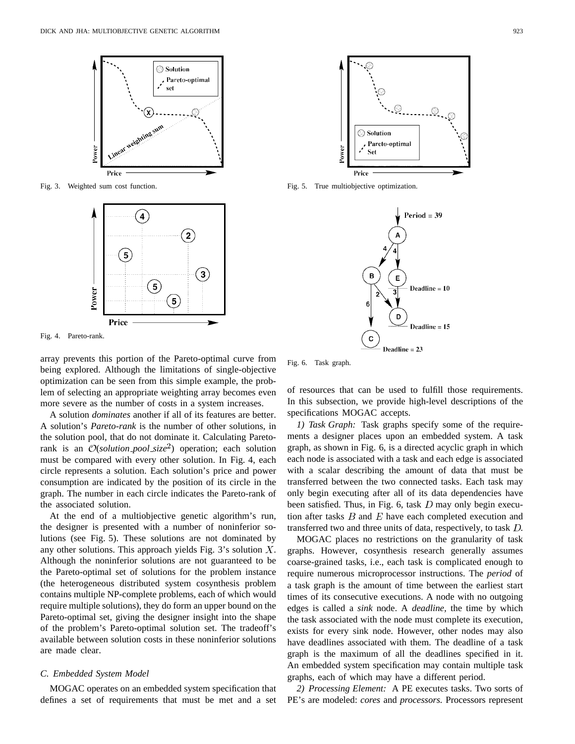Fig. 3. Weighted sum cost function.

Fig. 4. Pareto-rank.

Fig. 5. True multiobjective optimization.

Fig. 6. Task graph.

array prevents this portion of the Pareto-optimal curve from being explored. Although the limitations of single-objective optimization can be seen from this simple example, the problem of selecting an appropriate weighting array becomes even more severe as the number of costs in a system increases.

A solution *dominates* another if all of its features are better. A solution's *Pareto-rank* is the number of other solutions, in the solution pool, that do not dominate it. Calculating Pareto-rank is an $\mathcal{O}(\textit{solution\_pool\_size}^2)$ operation; each solution must be compared with every other solution. In Fig. 4, each circle represents a solution. Each solution's price and power consumption are indicated by the position of its circle in the graph. The number in each circle indicates the Pareto-rank of the associated solution.

At the end of a multiobjective genetic algorithm's run, the designer is presented with a number of noninferior solutions (see Fig. 5). These solutions are not dominated by any other solutions. This approach yields Fig. 3's solution $X$. Although the noninferior solutions are not guaranteed to be the Pareto-optimal set of solutions for the problem instance (the heterogeneous distributed system cosynthesis problem contains multiple NP-complete problems, each of which would require multiple solutions), they do form an upper bound on the Pareto-optimal set, giving the designer insight into the shape of the problem's Pareto-optimal solution set. The tradeoff's available between solution costs in these noninferior solutions are made clear.

### C. Embedded System Model

MOGAC operates on an embedded system specification that defines a set of requirements that must be met and a set of resources that can be used to fulfill those requirements. In this subsection, we provide high-level descriptions of the specifications MOGAC accepts.

*1) Task Graph:* Task graphs specify some of the requirements a designer places upon an embedded system. A task graph, as shown in Fig. 6, is a directed acyclic graph in which each node is associated with a task and each edge is associated with a scalar describing the amount of data that must be transferred between the two connected tasks. Each task may only begin executing after all of its data dependencies have been satisfied. Thus, in Fig. 6, task $D$ may only begin execution after tasks $B$ and $E$ have each completed execution and transferred two and three units of data, respectively, to task $D$.

MOGAC places no restrictions on the granularity of task graphs. However, cosynthesis research generally assumes coarse-grained tasks, i.e., each task is complicated enough to require numerous microprocessor instructions. The *period* of a task graph is the amount of time between the earliest start times of its consecutive executions. A node with no outgoing edges is called a *sink* node. A *deadline*, the time by which the task associated with the node must complete its execution, exists for every sink node. However, other nodes may also have deadlines associated with them. The deadline of a task graph is the maximum of all the deadlines specified in it. An embedded system specification may contain multiple task graphs, each of which may have a different period.

*2) Processing Element:* A PE executes tasks. Two sorts of PE's are modeled: *cores* and *processors.* Processors represent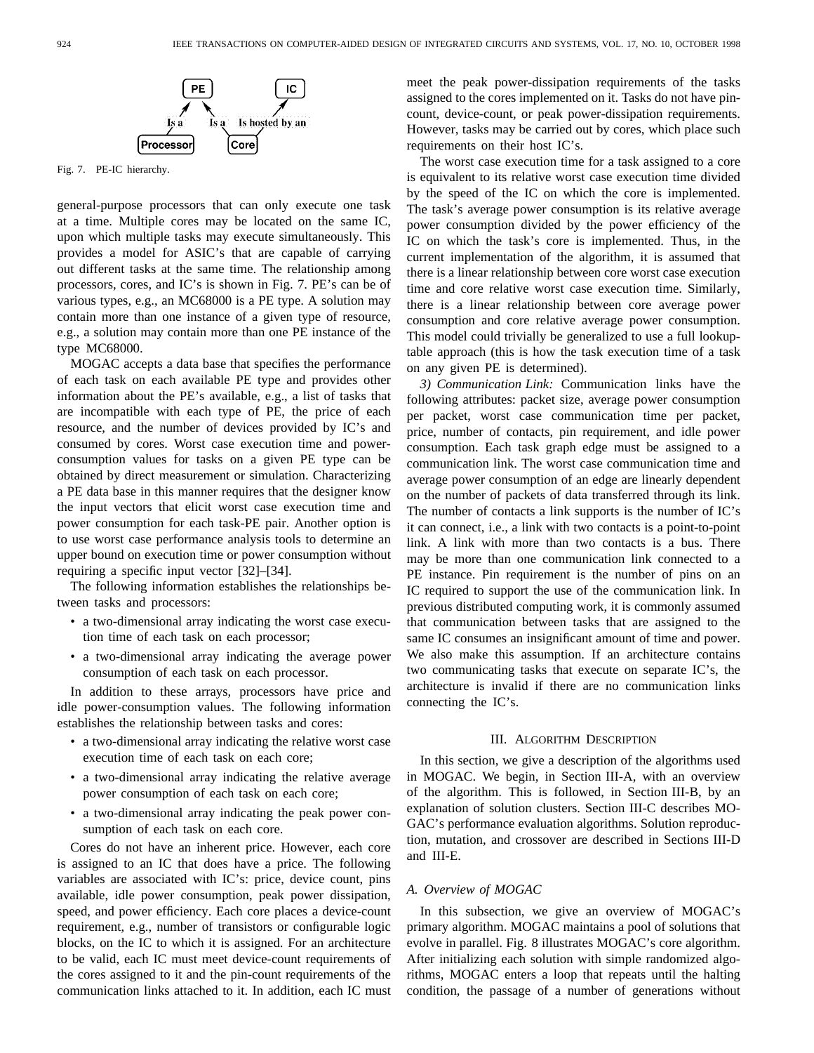PE

IC

Is a

Is a

Is hosted by an

Processor

Core

Fig. 7. PE-IC hierarchy.

general-purpose processors that can only execute one task at a time. Multiple cores may be located on the same IC, upon which multiple tasks may execute simultaneously. This provides a model for ASIC's that are capable of carrying out different tasks at the same time. The relationship among processors, cores, and IC's is shown in Fig. 7. PE's can be of various types, e.g., an MC68000 is a PE type. A solution may contain more than one instance of a given type of resource, e.g., a solution may contain more than one PE instance of the type MC68000.

MOGAC accepts a data base that specifies the performance of each task on each available PE type and provides other information about the PE's available, e.g., a list of tasks that are incompatible with each type of PE, the price of each resource, and the number of devices provided by IC's and consumed by cores. Worst case execution time and power-consumption values for tasks on a given PE type can be obtained by direct measurement or simulation. Characterizing a PE data base in this manner requires that the designer know the input vectors that elicit worst case execution time and power consumption for each task-PE pair. Another option is to use worst case performance analysis tools to determine an upper bound on execution time or power consumption without requiring a specific input vector [32]–[34].

The following information establishes the relationships between tasks and processors:

- a two-dimensional array indicating the worst case execution time of each task on each processor;
- a two-dimensional array indicating the average power consumption of each task on each processor.

In addition to these arrays, processors have price and idle power-consumption values. The following information establishes the relationship between tasks and cores:

- a two-dimensional array indicating the relative worst case execution time of each task on each core;
- a two-dimensional array indicating the relative average power consumption of each task on each core;
- a two-dimensional array indicating the peak power consumption of each task on each core.

Cores do not have an inherent price. However, each core is assigned to an IC that does have a price. The following variables are associated with IC's: price, device count, pins available, idle power consumption, peak power dissipation, speed, and power efficiency. Each core places a device-count requirement, e.g., number of transistors or configurable logic blocks, on the IC to which it is assigned. For an architecture to be valid, each IC must meet device-count requirements of the cores assigned to it and the pin-count requirements of the communication links attached to it. In addition, each IC must meet the peak power-dissipation requirements of the tasks assigned to the cores implemented on it. Tasks do not have pin-count, device-count, or peak power-dissipation requirements. However, tasks may be carried out by cores, which place such requirements on their host IC's.

The worst case execution time for a task assigned to a core is equivalent to its relative worst case execution time divided by the speed of the IC on which the core is implemented. The task's average power consumption is its relative average power consumption divided by the power efficiency of the IC on which the task's core is implemented. Thus, in the current implementation of the algorithm, it is assumed that there is a linear relationship between core worst case execution time and core relative worst case execution time. Similarly, there is a linear relationship between core average power consumption and core relative average power consumption. This model could trivially be generalized to use a full lookup-table approach (this is how the task execution time of a task on any given PE is determined).

*3) Communication Link:* Communication links have the following attributes: packet size, average power consumption per packet, worst case communication time per packet, price, number of contacts, pin requirement, and idle power consumption. Each task graph edge must be assigned to a communication link. The worst case communication time and average power consumption of an edge are linearly dependent on the number of packets of data transferred through its link. The number of contacts a link supports is the number of IC's it can connect, i.e., a link with two contacts is a point-to-point link. A link with more than two contacts is a bus. There may be more than one communication link connected to a PE instance. Pin requirement is the number of pins on an IC required to support the use of the communication link. In previous distributed computing work, it is commonly assumed that communication between tasks that are assigned to the same IC consumes an insignificant amount of time and power. We also make this assumption. If an architecture contains two communicating tasks that execute on separate IC's, the architecture is invalid if there are no communication links connecting the IC's.

## III. Algorithm Description

In this section, we give a description of the algorithms used in MOGAC. We begin, in Section III-A, with an overview of the algorithm. This is followed, in Section III-B, by an explanation of solution clusters. Section III-C describes MOGAC's performance evaluation algorithms. Solution reproduction, mutation, and crossover are described in Sections III-D and III-E.

### *A. Overview of MOGAC*

In this subsection, we give an overview of MOGAC's primary algorithm. MOGAC maintains a pool of solutions that evolve in parallel. Fig. 8 illustrates MOGAC's core algorithm. After initializing each solution with simple randomized algorithms, MOGAC enters a loop that repeats until the halting condition, the passage of a number of generations without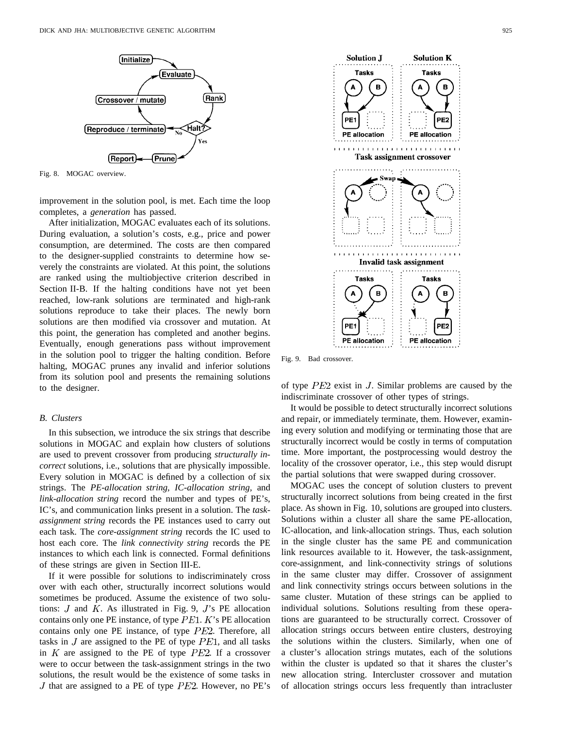Fig. 8. MOGAC overview.

improvement in the solution pool, is met. Each time the loop completes, a *generation* has passed.

After initialization, MOGAC evaluates each of its solutions. During evaluation, a solution's costs, e.g., price and power consumption, are determined. The costs are then compared to the designer-supplied constraints to determine how severely the constraints are violated. At this point, the solutions are ranked using the multiobjective criterion described in Section II-B. If the halting conditions have not yet been reached, low-rank solutions are terminated and high-rank solutions reproduce to take their places. The newly born solutions are then modified via crossover and mutation. At this point, the generation has completed and another begins. Eventually, enough generations pass without improvement in the solution pool to trigger the halting condition. Before halting, MOGAC prunes any invalid and inferior solutions from its solution pool and presents the remaining solutions to the designer.

### B. Clusters

In this subsection, we introduce the six strings that describe solutions in MOGAC and explain how clusters of solutions are used to prevent crossover from producing *structurally incorrect* solutions, i.e., solutions that are physically impossible. Every solution in MOGAC is defined by a collection of six strings. The *PE-allocation string, IC-allocation string*, and *link-allocation string* record the number and types of PE's, IC's, and communication links present in a solution. The *task-assignment string* records the PE instances used to carry out each task. The *core-assignment string* records the IC used to host each core. The *link connectivity string* records the PE instances to which each link is connected. Formal definitions of these strings are given in Section III-E.

If it were possible for solutions to indiscriminately cross over with each other, structurally incorrect solutions would sometimes be produced. Assume the existence of two solutions: $J$ and $K$. As illustrated in Fig. 9, $J$'s PE allocation contains only one PE instance, of type $PE1$. $K$'s PE allocation contains only one PE instance, of type $PE2$. Therefore, all tasks in $J$ are assigned to the PE of type $PE1$, and all tasks in $K$ are assigned to the PE of type $PE2$. If a crossover were to occur between the task-assignment strings in the two solutions, the result would be the existence of some tasks in $J$ that are assigned to a PE of type $PE2$. However, no PE's of type $PE2$ exist in $J$. Similar problems are caused by the indiscriminate crossover of other types of strings.

Fig. 9. Bad crossover.

It would be possible to detect structurally incorrect solutions and repair, or immediately terminate, them. However, examining every solution and modifying or terminating those that are structurally incorrect would be costly in terms of computation time. More important, the postprocessing would destroy the locality of the crossover operator, i.e., this step would disrupt the partial solutions that were swapped during crossover.

MOGAC uses the concept of solution clusters to prevent structurally incorrect solutions from being created in the first place. As shown in Fig. 10, solutions are grouped into clusters. Solutions within a cluster all share the same PE-allocation, IC-allocation, and link-allocation strings. Thus, each solution in the single cluster has the same PE and communication link resources available to it. However, the task-assignment, core-assignment, and link-connectivity strings of solutions in the same cluster may differ. Crossover of assignment and link connectivity strings occurs between solutions in the same cluster. Mutation of these strings can be applied to individual solutions. Solutions resulting from these operations are guaranteed to be structurally correct. Crossover of allocation strings occurs between entire clusters, destroying the solutions within the clusters. Similarly, when one of a cluster's allocation strings mutates, each of the solutions within the cluster is updated so that it shares the cluster's new allocation string. Intercluster crossover and mutation of allocation strings occurs less frequently than intracluster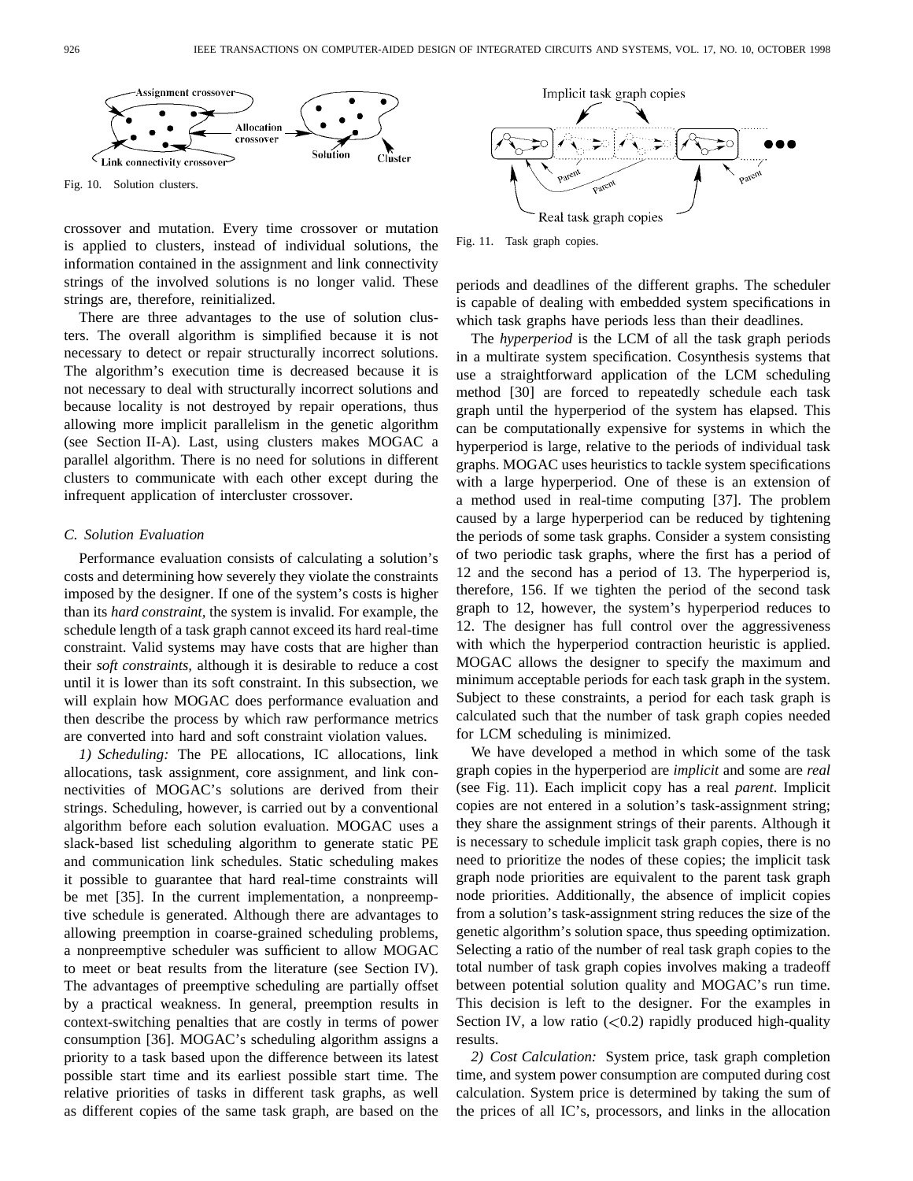Assignment crossover

Allocation crossover

Solution

Cluster

Link connectivity crossover

Fig. 10. Solution clusters.

crossover and mutation. Every time crossover or mutation is applied to clusters, instead of individual solutions, the information contained in the assignment and link connectivity strings of the involved solutions is no longer valid. These strings are, therefore, reinitialized.

There are three advantages to the use of solution clusters. The overall algorithm is simplified because it is not necessary to detect or repair structurally incorrect solutions. The algorithm's execution time is decreased because it is not necessary to deal with structurally incorrect solutions and because locality is not destroyed by repair operations, thus allowing more implicit parallelism in the genetic algorithm (see Section II-A). Last, using clusters makes MOGAC a parallel algorithm. There is no need for solutions in different clusters to communicate with each other except during the infrequent application of intercluster crossover.

### C. Solution Evaluation

Performance evaluation consists of calculating a solution's costs and determining how severely they violate the constraints imposed by the designer. If one of the system's costs is higher than its *hard constraint,* the system is invalid. For example, the schedule length of a task graph cannot exceed its hard real-time constraint. Valid systems may have costs that are higher than their *soft constraints,* although it is desirable to reduce a cost until it is lower than its soft constraint. In this subsection, we will explain how MOGAC does performance evaluation and then describe the process by which raw performance metrics are converted into hard and soft constraint violation values.

*1) Scheduling:* The PE allocations, IC allocations, link allocations, task assignment, core assignment, and link connectivities of MOGAC's solutions are derived from their strings. Scheduling, however, is carried out by a conventional algorithm before each solution evaluation. MOGAC uses a slack-based list scheduling algorithm to generate static PE and communication link schedules. Static scheduling makes it possible to guarantee that hard real-time constraints will be met [35]. In the current implementation, a nonpreemptive schedule is generated. Although there are advantages to allowing preemption in coarse-grained scheduling problems, a nonpreemptive scheduler was sufficient to allow MOGAC to meet or beat results from the literature (see Section IV). The advantages of preemptive scheduling are partially offset by a practical weakness. In general, preemption results in context-switching penalties that are costly in terms of power consumption [36]. MOGAC's scheduling algorithm assigns a priority to a task based upon the difference between its latest possible start time and its earliest possible start time. The relative priorities of tasks in different task graphs, as well as different copies of the same task graph, are based on the periods and deadlines of the different graphs. The scheduler is capable of dealing with embedded system specifications in which task graphs have periods less than their deadlines.

Implicit task graph copies

Parent

Parent

Parent

Real task graph copies

Fig. 11. Task graph copies.

The *hyperperiod* is the LCM of all the task graph periods in a multirate system specification. Cosynthesis systems that use a straightforward application of the LCM scheduling method [30] are forced to repeatedly schedule each task graph until the hyperperiod of the system has elapsed. This can be computationally expensive for systems in which the hyperperiod is large, relative to the periods of individual task graphs. MOGAC uses heuristics to tackle system specifications with a large hyperperiod. One of these is an extension of a method used in real-time computing [37]. The problem caused by a large hyperperiod can be reduced by tightening the periods of some task graphs. Consider a system consisting of two periodic task graphs, where the first has a period of 12 and the second has a period of 13. The hyperperiod is, therefore, 156. If we tighten the period of the second task graph to 12, however, the system's hyperperiod reduces to 12. The designer has full control over the aggressiveness with which the hyperperiod contraction heuristic is applied. MOGAC allows the designer to specify the maximum and minimum acceptable periods for each task graph in the system. Subject to these constraints, a period for each task graph is calculated such that the number of task graph copies needed for LCM scheduling is minimized.

We have developed a method in which some of the task graph copies in the hyperperiod are *implicit* and some are *real* (see Fig. 11). Each implicit copy has a real *parent*. Implicit copies are not entered in a solution's task-assignment string; they share the assignment strings of their parents. Although it is necessary to schedule implicit task graph copies, there is no need to prioritize the nodes of these copies; the implicit task graph node priorities are equivalent to the parent task graph node priorities. Additionally, the absence of implicit copies from a solution's task-assignment string reduces the size of the genetic algorithm's solution space, thus speeding optimization. Selecting a ratio of the number of real task graph copies to the total number of task graph copies involves making a tradeoff between potential solution quality and MOGAC's run time. This decision is left to the designer. For the examples in Section IV, a low ratio ($<0.2$) rapidly produced high-quality results.

*2) Cost Calculation:* System price, task graph completion time, and system power consumption are computed during cost calculation. System price is determined by taking the sum of the prices of all IC's, processors, and links in the allocation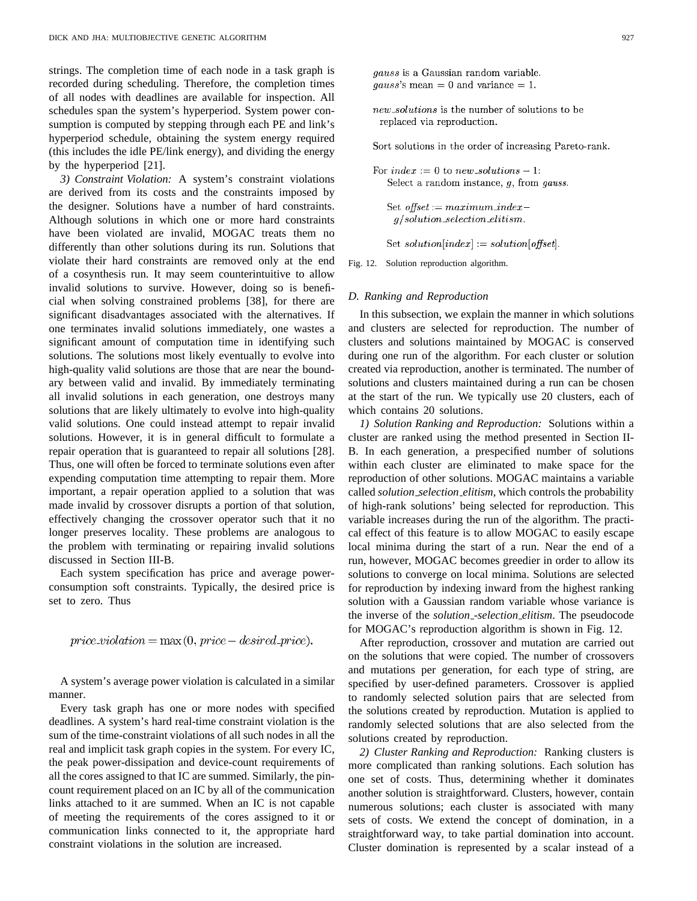strings. The completion time of each node in a task graph is recorded during scheduling. Therefore, the completion times of all nodes with deadlines are available for inspection. All schedules span the system's hyperperiod. System power consumption is computed by stepping through each PE and link's hyperperiod schedule, obtaining the system energy required (this includes the idle PE/link energy), and dividing the energy by the hyperperiod [21].

*3) Constraint Violation:* A system's constraint violations are derived from its costs and the constraints imposed by the designer. Solutions have a number of hard constraints. Although solutions in which one or more hard constraints have been violated are invalid, MOGAC treats them no differently than other solutions during its run. Solutions that violate their hard constraints are removed only at the end of a cosynthesis run. It may seem counterintuitive to allow invalid solutions to survive. However, doing so is beneficial when solving constrained problems [38], for there are significant disadvantages associated with the alternatives. If one terminates invalid solutions immediately, one wastes a significant amount of computation time in identifying such solutions. The solutions most likely eventually to evolve into high-quality valid solutions are those that are near the boundary between valid and invalid. By immediately terminating all invalid solutions in each generation, one destroys many solutions that are likely ultimately to evolve into high-quality valid solutions. One could instead attempt to repair invalid solutions. However, it is in general difficult to formulate a repair operation that is guaranteed to repair all solutions [28]. Thus, one will often be forced to terminate solutions even after expending computation time attempting to repair them. More important, a repair operation applied to a solution that was made invalid by crossover disrupts a portion of that solution, effectively changing the crossover operator such that it no longer preserves locality. These problems are analogous to the problem with terminating or repairing invalid solutions discussed in Section III-B.

Each system specification has price and average power-consumption soft constraints. Typically, the desired price is set to zero. Thus

$$price\_violation = \max(0, price - desired\_price).$$

A system's average power violation is calculated in a similar manner.

Every task graph has one or more nodes with specified deadlines. A system's hard real-time constraint violation is the sum of the time-constraint violations of all such nodes in all the real and implicit task graph copies in the system. For every IC, the peak power-dissipation and device-count requirements of all the cores assigned to that IC are summed. Similarly, the pin-count requirement placed on an IC by all of the communication links attached to it are summed. When an IC is not capable of meeting the requirements of the cores assigned to it or communication links connected to it, the appropriate hard constraint violations in the solution are increased.

```
gauss is a Gaussian random variable.
gauss's mean = 0 and variance = 1.

new_solutions is the number of solutions to be
  replaced via reproduction.

Sort solutions in the order of increasing Pareto-rank.

For index := 0 to new_solutions − 1:
    Select a random instance, g, from gauss.

    Set offset := maximum_index−
      g/solution_selection_elitism.

    Set solution[index] := solution[offset].
```

Fig. 12. Solution reproduction algorithm.

### D. Ranking and Reproduction

In this subsection, we explain the manner in which solutions and clusters are selected for reproduction. The number of clusters and solutions maintained by MOGAC is conserved during one run of the algorithm. For each cluster or solution created via reproduction, another is terminated. The number of solutions and clusters maintained during a run can be chosen at the start of the run. We typically use 20 clusters, each of which contains 20 solutions.

*1) Solution Ranking and Reproduction:* Solutions within a cluster are ranked using the method presented in Section II-B. In each generation, a prespecified number of solutions within each cluster are eliminated to make space for the reproduction of other solutions. MOGAC maintains a variable called *solution_selection_elitism,* which controls the probability of high-rank solutions' being selected for reproduction. This variable increases during the run of the algorithm. The practical effect of this feature is to allow MOGAC to easily escape local minima during the start of a run. Near the end of a run, however, MOGAC becomes greedier in order to allow its solutions to converge on local minima. Solutions are selected for reproduction by indexing inward from the highest ranking solution with a Gaussian random variable whose variance is the inverse of the *solution_-selection_elitism*. The pseudocode for MOGAC's reproduction algorithm is shown in Fig. 12.

After reproduction, crossover and mutation are carried out on the solutions that were copied. The number of crossovers and mutations per generation, for each type of string, are specified by user-defined parameters. Crossover is applied to randomly selected solution pairs that are selected from the solutions created by reproduction. Mutation is applied to randomly selected solutions that are also selected from the solutions created by reproduction.

*2) Cluster Ranking and Reproduction:* Ranking clusters is more complicated than ranking solutions. Each solution has one set of costs. Thus, determining whether it dominates another solution is straightforward. Clusters, however, contain numerous solutions; each cluster is associated with many sets of costs. We extend the concept of domination, in a straightforward way, to take partial domination into account. Cluster domination is represented by a scalar instead of a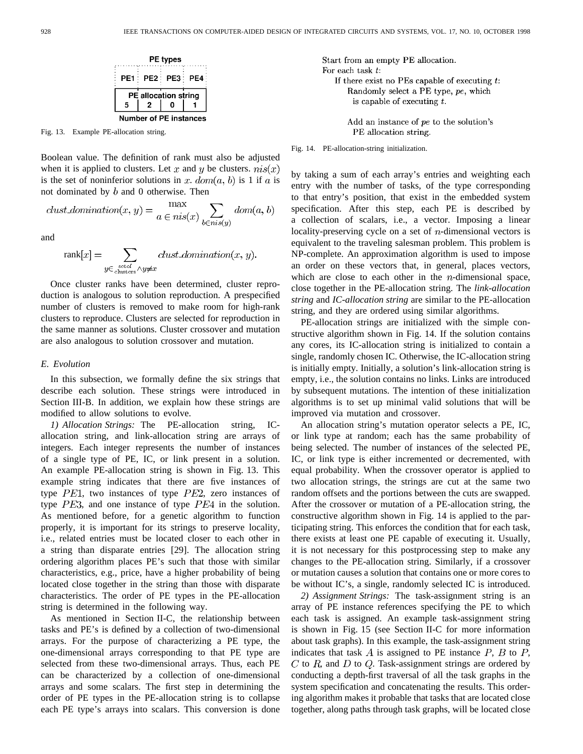| PE types | | | |
|---|---|---|---|
| PE1 | PE2 | PE3 | PE4 |
| PE allocation string | | | |
| 5 | 2 | 0 | 1 |
| Number of PE instances | | | |

Fig. 13. Example PE-allocation string.

Boolean value. The definition of rank must also be adjusted when it is applied to clusters. Let $x$ and $y$ be clusters. $nis(x)$ is the set of noninferior solutions in $x$. $dom(a, b)$ is 1 if $a$ is not dominated by $b$ and 0 otherwise. Then

$$clust\_domination(x, y) = \max_{a \in nis(x)} \sum_{b \in nis(y)} dom(a, b)$$

and

$$\text{rank}[x] = \sum_{y \in \text{set of clusters} \wedge y \neq x} clust\_domination(x, y).$$

Once cluster ranks have been determined, cluster reproduction is analogous to solution reproduction. A prespecified number of clusters is removed to make room for high-rank clusters to reproduce. Clusters are selected for reproduction in the same manner as solutions. Cluster crossover and mutation are also analogous to solution crossover and mutation.

### E. Evolution

In this subsection, we formally define the six strings that describe each solution. These strings were introduced in Section III-B. In addition, we explain how these strings are modified to allow solutions to evolve.

*1) Allocation Strings:* The PE-allocation string, IC-allocation string, and link-allocation string are arrays of integers. Each integer represents the number of instances of a single type of PE, IC, or link present in a solution. An example PE-allocation string is shown in Fig. 13. This example string indicates that there are five instances of type $PE1$, two instances of type $PE2$, zero instances of type $PE3$, and one instance of type $PE4$ in the solution. As mentioned before, for a genetic algorithm to function properly, it is important for its strings to preserve locality, i.e., related entries must be located closer to each other in a string than disparate entries [29]. The allocation string ordering algorithm places PE's such that those with similar characteristics, e.g., price, have a higher probability of being located close together in the string than those with disparate characteristics. The order of PE types in the PE-allocation string is determined in the following way.

As mentioned in Section II-C, the relationship between tasks and PE's is defined by a collection of two-dimensional arrays. For the purpose of characterizing a PE type, the one-dimensional arrays corresponding to that PE type are selected from these two-dimensional arrays. Thus, each PE can be characterized by a collection of one-dimensional arrays and some scalars. The first step in determining the order of PE types in the PE-allocation string is to collapse each PE type's arrays into scalars. This conversion is done by taking a sum of each array's entries and weighting each entry with the number of tasks, of the type corresponding to that entry's position, that exist in the embedded system specification. After this step, each PE is described by a collection of scalars, i.e., a vector. Imposing a linear locality-preserving cycle on a set of $n$-dimensional vectors is equivalent to the traveling salesman problem. This problem is NP-complete. An approximation algorithm is used to impose an order on these vectors that, in general, places vectors, which are close to each other in the $n$-dimensional space, close together in the PE-allocation string. The *link-allocation string* and *IC-allocation string* are similar to the PE-allocation string, and they are ordered using similar algorithms.

```
Start from an empty PE allocation.
For each task t:
    If there exist no PEs capable of executing t:
        Randomly select a PE type, pe, which
          is capable of executing t.

        Add an instance of pe to the solution's
          PE allocation string.
```

Fig. 14. PE-allocation-string initialization.

PE-allocation strings are initialized with the simple constructive algorithm shown in Fig. 14. If the solution contains any cores, its IC-allocation string is initialized to contain a single, randomly chosen IC. Otherwise, the IC-allocation string is initially empty. Initially, a solution's link-allocation string is empty, i.e., the solution contains no links. Links are introduced by subsequent mutations. The intention of these initialization algorithms is to set up minimal valid solutions that will be improved via mutation and crossover.

An allocation string's mutation operator selects a PE, IC, or link type at random; each has the same probability of being selected. The number of instances of the selected PE, IC, or link type is either incremented or decremented, with equal probability. When the crossover operator is applied to two allocation strings, the strings are cut at the same two random offsets and the portions between the cuts are swapped. After the crossover or mutation of a PE-allocation string, the constructive algorithm shown in Fig. 14 is applied to the participating string. This enforces the condition that for each task, there exists at least one PE capable of executing it. Usually, it is not necessary for this postprocessing step to make any changes to the PE-allocation string. Similarly, if a crossover or mutation causes a solution that contains one or more cores to be without IC's, a single, randomly selected IC is introduced.

*2) Assignment Strings:* The task-assignment string is an array of PE instance references specifying the PE to which each task is assigned. An example task-assignment string is shown in Fig. 15 (see Section II-C for more information about task graphs). In this example, the task-assignment string indicates that task $A$ is assigned to PE instance $P$, $B$ to $P$, $C$ to $R$, and $D$ to $Q$. Task-assignment strings are ordered by conducting a depth-first traversal of all the task graphs in the system specification and concatenating the results. This ordering algorithm makes it probable that tasks that are located close together, along paths through task graphs, will be located close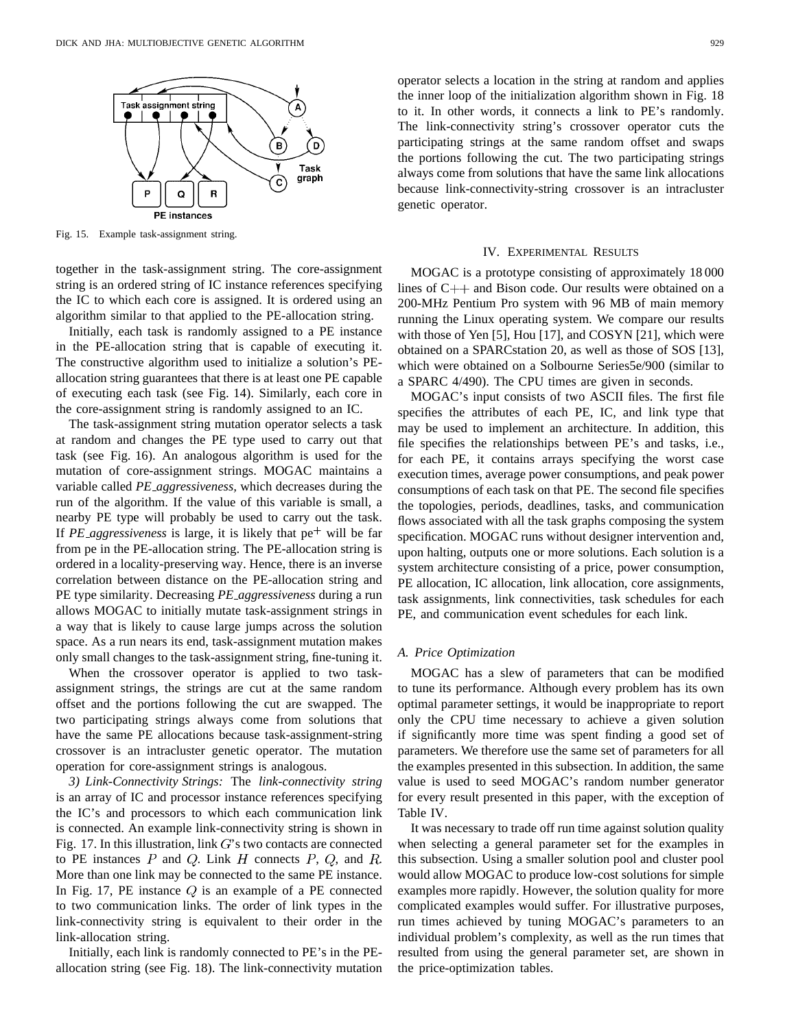Task assignment string

A

B

D

C

Task graph

P Q R

PE instances

Fig. 15. Example task-assignment string.

together in the task-assignment string. The core-assignment string is an ordered string of IC instance references specifying the IC to which each core is assigned. It is ordered using an algorithm similar to that applied to the PE-allocation string.

Initially, each task is randomly assigned to a PE instance in the PE-allocation string that is capable of executing it. The constructive algorithm used to initialize a solution's PE-allocation string guarantees that there is at least one PE capable of executing each task (see Fig. 14). Similarly, each core in the core-assignment string is randomly assigned to an IC.

The task-assignment string mutation operator selects a task at random and changes the PE type used to carry out that task (see Fig. 16). An analogous algorithm is used for the mutation of core-assignment strings. MOGAC maintains a variable called *PE_aggressiveness*, which decreases during the run of the algorithm. If the value of this variable is small, a nearby PE type will probably be used to carry out the task. If *PE_aggressiveness* is large, it is likely that $pe^{+}$ will be far from pe in the PE-allocation string. The PE-allocation string is ordered in a locality-preserving way. Hence, there is an inverse correlation between distance on the PE-allocation string and PE type similarity. Decreasing *PE_aggressiveness* during a run allows MOGAC to initially mutate task-assignment strings in a way that is likely to cause large jumps across the solution space. As a run nears its end, task-assignment mutation makes only small changes to the task-assignment string, fine-tuning it.

When the crossover operator is applied to two task-assignment strings, the strings are cut at the same random offset and the portions following the cut are swapped. The two participating strings always come from solutions that have the same PE allocations because task-assignment-string crossover is an intracluster genetic operator. The mutation operation for core-assignment strings is analogous.

*3) Link-Connectivity Strings:* The *link-connectivity string* is an array of IC and processor instance references specifying the IC's and processors to which each communication link is connected. An example link-connectivity string is shown in Fig. 17. In this illustration, link $G$'s two contacts are connected to PE instances $P$ and $Q$. Link $H$ connects $P$, $Q$, and $R$. More than one link may be connected to the same PE instance. In Fig. 17, PE instance $Q$ is an example of a PE connected to two communication links. The order of link types in the link-connectivity string is equivalent to their order in the link-allocation string.

Initially, each link is randomly connected to PE's in the PE-allocation string (see Fig. 18). The link-connectivity mutation operator selects a location in the string at random and applies the inner loop of the initialization algorithm shown in Fig. 18 to it. In other words, it connects a link to PE's randomly. The link-connectivity string's crossover operator cuts the participating strings at the same random offset and swaps the portions following the cut. The two participating strings always come from solutions that have the same link allocations because link-connectivity-string crossover is an intracluster genetic operator.

## IV. Experimental Results

MOGAC is a prototype consisting of approximately 18 000 lines of C++ and Bison code. Our results were obtained on a 200-MHz Pentium Pro system with 96 MB of main memory running the Linux operating system. We compare our results with those of Yen [5], Hou [17], and COSYN [21], which were obtained on a SPARCstation 20, as well as those of SOS [13], which were obtained on a Solbourne Series5e/900 (similar to a SPARC 4/490). The CPU times are given in seconds.

MOGAC's input consists of two ASCII files. The first file specifies the attributes of each PE, IC, and link type that may be used to implement an architecture. In addition, this file specifies the relationships between PE's and tasks, i.e., for each PE, it contains arrays specifying the worst case execution times, average power consumptions, and peak power consumptions of each task on that PE. The second file specifies the topologies, periods, deadlines, tasks, and communication flows associated with all the task graphs composing the system specification. MOGAC runs without designer intervention and, upon halting, outputs one or more solutions. Each solution is a system architecture consisting of a price, power consumption, PE allocation, IC allocation, link allocation, core assignments, task assignments, link connectivities, task schedules for each PE, and communication event schedules for each link.

### A. Price Optimization

MOGAC has a slew of parameters that can be modified to tune its performance. Although every problem has its own optimal parameter settings, it would be inappropriate to report only the CPU time necessary to achieve a given solution if significantly more time was spent finding a good set of parameters. We therefore use the same set of parameters for all the examples presented in this subsection. In addition, the same value is used to seed MOGAC's random number generator for every result presented in this paper, with the exception of Table IV.

It was necessary to trade off run time against solution quality when selecting a general parameter set for the examples in this subsection. Using a smaller solution pool and cluster pool would allow MOGAC to produce low-cost solutions for simple examples more rapidly. However, the solution quality for more complicated examples would suffer. For illustrative purposes, run times achieved by tuning MOGAC's parameters to an individual problem's complexity, as well as the run times that resulted from using the general parameter set, are shown in the price-optimization tables.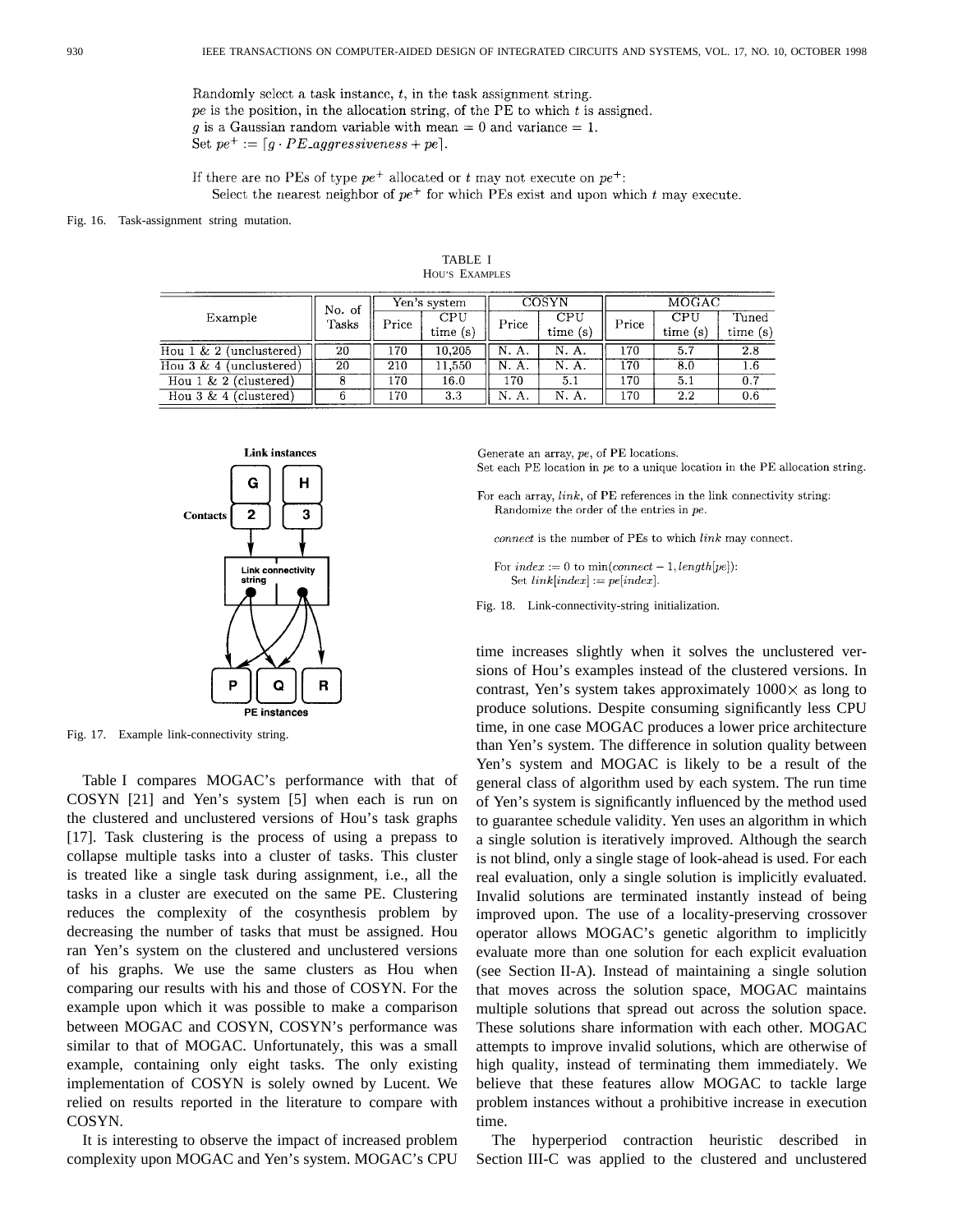Randomly select a task instance, $t$, in the task assignment string.
$pe$ is the position, in the allocation string, of the PE to which $t$ is assigned.
$g$ is a Gaussian random variable with mean = 0 and variance = 1.
Set $pe^+ := \lceil g \cdot PE\_aggressiveness + pe \rceil$.

If there are no PEs of type $pe^+$ allocated or $t$ may not execute on $pe^+$:
    Select the nearest neighbor of $pe^+$ for which PEs exist and upon which $t$ may execute.

Fig. 16. Task-assignment string mutation.

TABLE I
HOU'S EXAMPLES

| Example | No. of Tasks | Yen's system | | COSYN | | MOGAC | | |
|---|---|---|---|---|---|---|---|---|
| | | Price | CPU time (s) | Price | CPU time (s) | Price | CPU time (s) | Tuned time (s) |
| Hou 1 & 2 (unclustered) | 20 | 170 | 10,205 | N. A. | N. A. | 170 | 5.7 | 2.8 |
| Hou 3 & 4 (unclustered) | 20 | 210 | 11,550 | N. A. | N. A. | 170 | 8.0 | 1.6 |
| Hou 1 & 2 (clustered) | 8 | 170 | 16.0 | 170 | 5.1 | 170 | 5.1 | 0.7 |
| Hou 3 & 4 (clustered) | 6 | 170 | 3.3 | N. A. | N. A. | 170 | 2.2 | 0.6 |

Fig. 17. Example link-connectivity string.

Generate an array, $pe$, of PE locations.
Set each PE location in $pe$ to a unique location in the PE allocation string.

For each array, $link$, of PE references in the link connectivity string:
    Randomize the order of the entries in $pe$.

    $connect$ is the number of PEs to which $link$ may connect.

    For $index := 0$ to $\min(connect - 1, length[pe])$:
        Set $link[index] := pe[index]$.

Fig. 18. Link-connectivity-string initialization.

Table I compares MOGAC's performance with that of COSYN [21] and Yen's system [5] when each is run on the clustered and unclustered versions of Hou's task graphs [17]. Task clustering is the process of using a prepass to collapse multiple tasks into a cluster of tasks. This cluster is treated like a single task during assignment, i.e., all the tasks in a cluster are executed on the same PE. Clustering reduces the complexity of the cosynthesis problem by decreasing the number of tasks that must be assigned. Hou ran Yen's system on the clustered and unclustered versions of his graphs. We use the same clusters as Hou when comparing our results with his and those of COSYN. For the example upon which it was possible to make a comparison between MOGAC and COSYN, COSYN's performance was similar to that of MOGAC. Unfortunately, this was a small example, containing only eight tasks. The only existing implementation of COSYN is solely owned by Lucent. We relied on results reported in the literature to compare with COSYN.

It is interesting to observe the impact of increased problem complexity upon MOGAC and Yen's system. MOGAC's CPU time increases slightly when it solves the unclustered versions of Hou's examples instead of the clustered versions. In contrast, Yen's system takes approximately 1000× as long to produce solutions. Despite consuming significantly less CPU time, in one case MOGAC produces a lower price architecture than Yen's system. The difference in solution quality between Yen's system and MOGAC is likely to be a result of the general class of algorithm used by each system. The run time of Yen's system is significantly influenced by the method used to guarantee schedule validity. Yen uses an algorithm in which a single solution is iteratively improved. Although the search is not blind, only a single stage of look-ahead is used. For each real evaluation, only a single solution is implicitly evaluated. Invalid solutions are terminated instantly instead of being improved upon. The use of a locality-preserving crossover operator allows MOGAC's genetic algorithm to implicitly evaluate more than one solution for each explicit evaluation (see Section II-A). Instead of maintaining a single solution that moves across the solution space, MOGAC maintains multiple solutions that spread out across the solution space. These solutions share information with each other. MOGAC attempts to improve invalid solutions, which are otherwise of high quality, instead of terminating them immediately. We believe that these features allow MOGAC to tackle large problem instances without a prohibitive increase in execution time.

The hyperperiod contraction heuristic described in Section III-C was applied to the clustered and unclustered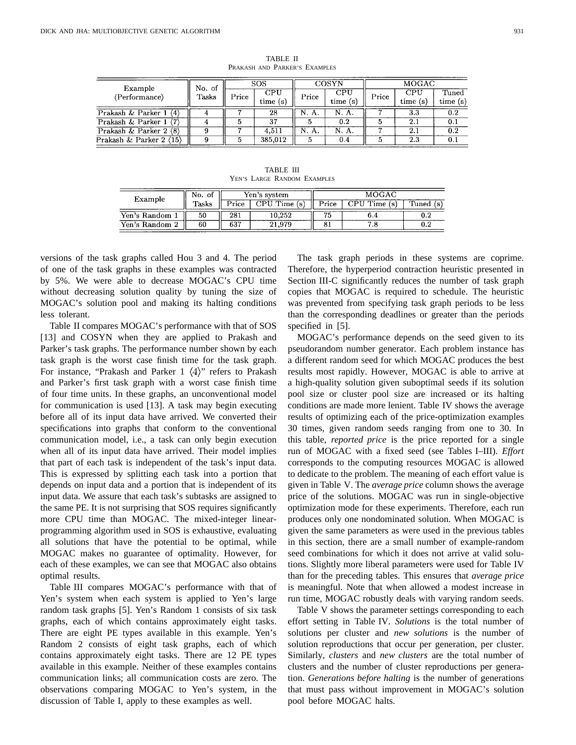TABLE II
PRAKASH AND PARKER'S EXAMPLES

| Example (Performance) | No. of Tasks | SOS | | COSYN | | MOGAC | | |
|---|---|---|---|---|---|---|---|---|
| | | Price | CPU time (s) | Price | CPU time (s) | Price | CPU time (s) | Tuned time (s) |
| Prakash & Parker 1 ⟨4⟩ | 4 | 7 | 28 | N. A. | N. A. | 7 | 3.3 | 0.2 |
| Prakash & Parker 1 ⟨7⟩ | 4 | 5 | 37 | 5 | 0.2 | 5 | 2.1 | 0.1 |
| Prakash & Parker 2 ⟨8⟩ | 9 | 7 | 4,511 | N. A. | N. A. | 7 | 2.1 | 0.2 |
| Prakash & Parker 2 ⟨15⟩ | 9 | 5 | 385,012 | 5 | 0.4 | 5 | 2.3 | 0.1 |

TABLE III
YEN'S LARGE RANDOM EXAMPLES

| Example | No. of Tasks | Yen's system | | MOGAC | | |
|---|---|---|---|---|---|---|
| | | Price | CPU Time (s) | Price | CPU Time (s) | Tuned (s) |
| Yen's Random 1 | 50 | 281 | 10,252 | 75 | 6.4 | 0.2 |
| Yen's Random 2 | 60 | 637 | 21,979 | 81 | 7.8 | 0.2 |

versions of the task graphs called Hou 3 and 4. The period of one of the task graphs in these examples was contracted by 5%. We were able to decrease MOGAC's CPU time without decreasing solution quality by tuning the size of MOGAC's solution pool and making its halting conditions less tolerant.

Table II compares MOGAC's performance with that of SOS [13] and COSYN when they are applied to Prakash and Parker's task graphs. The performance number shown by each task graph is the worst case finish time for the task graph. For instance, "Prakash and Parker 1 ⟨4⟩" refers to Prakash and Parker's first task graph with a worst case finish time of four time units. In these graphs, an unconventional model for communication is used [13]. A task may begin executing before all of its input data have arrived. We converted their specifications into graphs that conform to the conventional communication model, i.e., a task can only begin execution when all of its input data have arrived. Their model implies that part of each task is independent of the task's input data. This is expressed by splitting each task into a portion that depends on input data and a portion that is independent of its input data. We assure that each task's subtasks are assigned to the same PE. It is not surprising that SOS requires significantly more CPU time than MOGAC. The mixed-integer linear-programming algorithm used in SOS is exhaustive, evaluating all solutions that have the potential to be optimal, while MOGAC makes no guarantee of optimality. However, for each of these examples, we can see that MOGAC also obtains optimal results.

Table III compares MOGAC's performance with that of Yen's system when each system is applied to Yen's large random task graphs [5]. Yen's Random 1 consists of six task graphs, each of which contains approximately eight tasks. There are eight PE types available in this example. Yen's Random 2 consists of eight task graphs, each of which contains approximately eight tasks. There are 12 PE types available in this example. Neither of these examples contains communication links; all communication costs are zero. The observations comparing MOGAC to Yen's system, in the discussion of Table I, apply to these examples as well.

The task graph periods in these systems are coprime. Therefore, the hyperperiod contraction heuristic presented in Section III-C significantly reduces the number of task graph copies that MOGAC is required to schedule. The heuristic was prevented from specifying task graph periods to be less than the corresponding deadlines or greater than the periods specified in [5].

MOGAC's performance depends on the seed given to its pseudorandom number generator. Each problem instance has a different random seed for which MOGAC produces the best results most rapidly. However, MOGAC is able to arrive at a high-quality solution given suboptimal seeds if its solution pool size or cluster pool size are increased or its halting conditions are made more lenient. Table IV shows the average results of optimizing each of the price-optimization examples 30 times, given random seeds ranging from one to 30. In this table, *reported price* is the price reported for a single run of MOGAC with a fixed seed (see Tables I–III). *Effort* corresponds to the computing resources MOGAC is allowed to dedicate to the problem. The meaning of each effort value is given in Table V. The *average price* column shows the average price of the solutions. MOGAC was run in single-objective optimization mode for these experiments. Therefore, each run produces only one nondominated solution. When MOGAC is given the same parameters as were used in the previous tables in this section, there are a small number of example-random seed combinations for which it does not arrive at valid solutions. Slightly more liberal parameters were used for Table IV than for the preceding tables. This ensures that *average price* is meaningful. Note that when allowed a modest increase in run time, MOGAC robustly deals with varying random seeds.

Table V shows the parameter settings corresponding to each effort setting in Table IV. *Solutions* is the total number of solutions per cluster and *new solutions* is the number of solution reproductions that occur per generation, per cluster. Similarly, *clusters* and *new clusters* are the total number of clusters and the number of cluster reproductions per generation. *Generations before halting* is the number of generations that must pass without improvement in MOGAC's solution pool before MOGAC halts.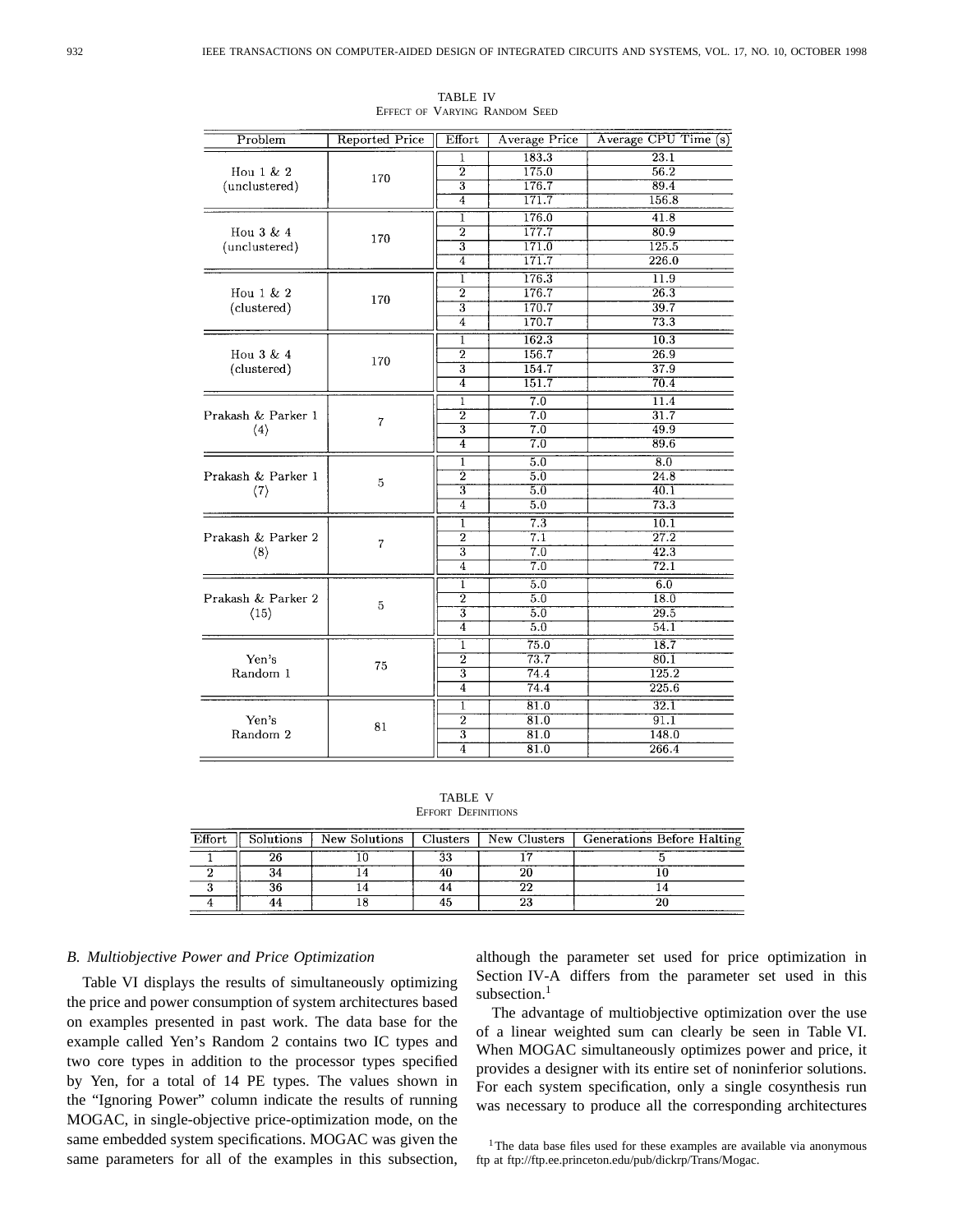TABLE IV
EFFECT OF VARYING RANDOM SEED

| Problem | Reported Price | Effort | Average Price | Average CPU Time (s) |
|---|---|---|---|---|
| Hou 1 & 2 (unclustered) | 170 | 1 | 183.3 | 23.1 |
| | | 2 | 175.0 | 56.2 |
| | | 3 | 176.7 | 89.4 |
| | | 4 | 171.7 | 156.8 |
| Hou 3 & 4 (unclustered) | 170 | 1 | 176.0 | 41.8 |
| | | 2 | 177.7 | 80.9 |
| | | 3 | 171.0 | 125.5 |
| | | 4 | 171.7 | 226.0 |
| Hou 1 & 2 (clustered) | 170 | 1 | 176.3 | 11.9 |
| | | 2 | 176.7 | 26.3 |
| | | 3 | 170.7 | 39.7 |
| | | 4 | 170.7 | 73.3 |
| Hou 3 & 4 (clustered) | 170 | 1 | 162.3 | 10.3 |
| | | 2 | 156.7 | 26.9 |
| | | 3 | 154.7 | 37.9 |
| | | 4 | 151.7 | 70.4 |
| Prakash & Parker 1 ⟨4⟩ | 7 | 1 | 7.0 | 11.4 |
| | | 2 | 7.0 | 31.7 |
| | | 3 | 7.0 | 49.9 |
| | | 4 | 7.0 | 89.6 |
| Prakash & Parker 1 ⟨7⟩ | 5 | 1 | 5.0 | 8.0 |
| | | 2 | 5.0 | 24.8 |
| | | 3 | 5.0 | 40.1 |
| | | 4 | 5.0 | 73.3 |
| Prakash & Parker 2 ⟨8⟩ | 7 | 1 | 7.3 | 10.1 |
| | | 2 | 7.1 | 27.2 |
| | | 3 | 7.0 | 42.3 |
| | | 4 | 7.0 | 72.1 |
| Prakash & Parker 2 ⟨15⟩ | 5 | 1 | 5.0 | 6.0 |
| | | 2 | 5.0 | 18.0 |
| | | 3 | 5.0 | 29.5 |
| | | 4 | 5.0 | 54.1 |
| Yen's Random 1 | 75 | 1 | 75.0 | 18.7 |
| | | 2 | 73.7 | 80.1 |
| | | 3 | 74.4 | 125.2 |
| | | 4 | 74.4 | 225.6 |
| Yen's Random 2 | 81 | 1 | 81.0 | 32.1 |
| | | 2 | 81.0 | 91.1 |
| | | 3 | 81.0 | 148.0 |
| | | 4 | 81.0 | 266.4 |

TABLE V
EFFORT DEFINITIONS

| Effort | Solutions | New Solutions | Clusters | New Clusters | Generations Before Halting |
|---|---|---|---|---|---|
| 1 | 26 | 10 | 33 | 17 | 5 |
| 2 | 34 | 14 | 40 | 20 | 10 |
| 3 | 36 | 14 | 44 | 22 | 14 |
| 4 | 44 | 18 | 45 | 23 | 20 |

### *B. Multiobjective Power and Price Optimization*

Table VI displays the results of simultaneously optimizing the price and power consumption of system architectures based on examples presented in past work. The data base for the example called Yen's Random 2 contains two IC types and two core types in addition to the processor types specified by Yen, for a total of 14 PE types. The values shown in the "Ignoring Power" column indicate the results of running MOGAC, in single-objective price-optimization mode, on the same embedded system specifications. MOGAC was given the same parameters for all of the examples in this subsection, although the parameter set used for price optimization in Section IV-A differs from the parameter set used in this subsection.[1]

The advantage of multiobjective optimization over the use of a linear weighted sum can clearly be seen in Table VI. When MOGAC simultaneously optimizes power and price, it provides a designer with its entire set of noninferior solutions. For each system specification, only a single cosynthesis run was necessary to produce all the corresponding architectures

[1] The data base files used for these examples are available via anonymous ftp at ftp://ftp.ee.princeton.edu/pub/dickrp/Trans/Mogac.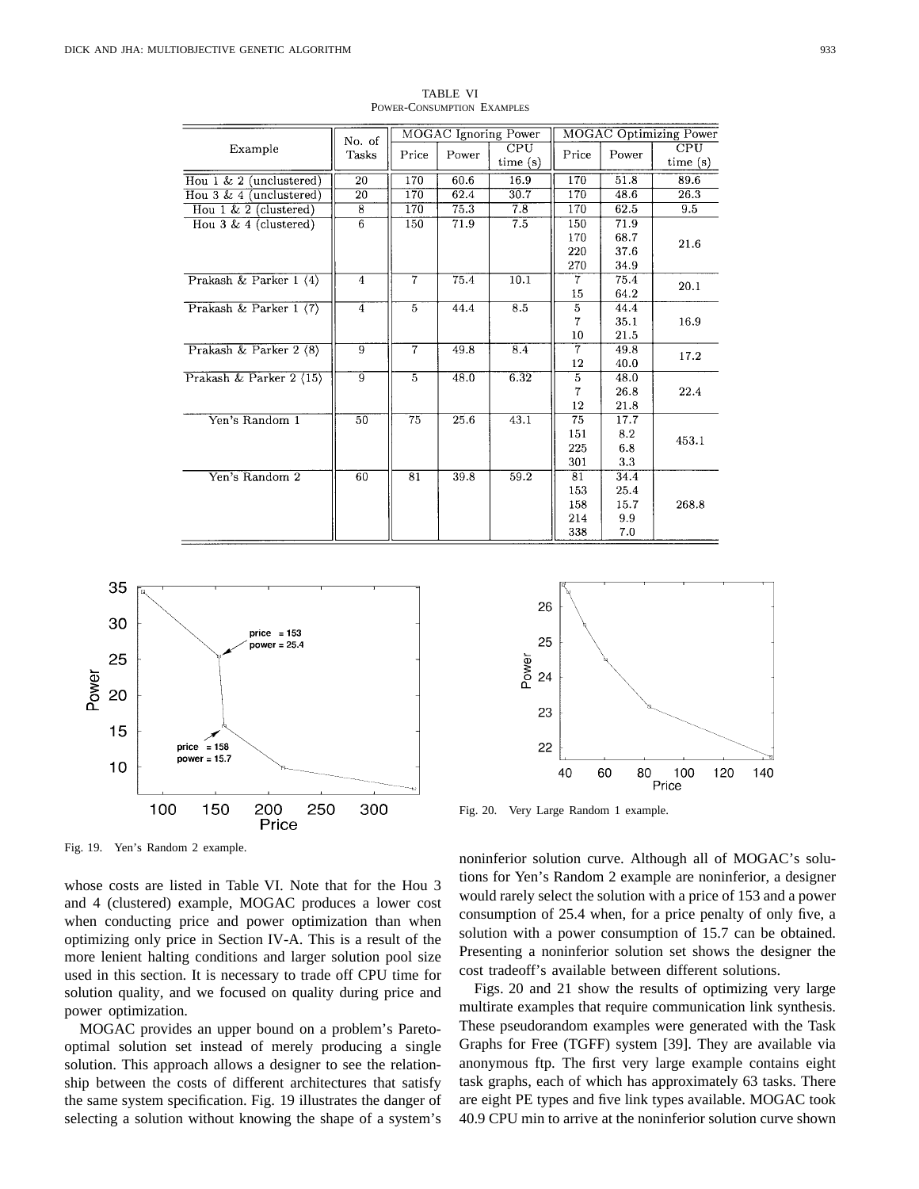TABLE VI
POWER-CONSUMPTION EXAMPLES

| Example | No. of Tasks | MOGAC Ignoring Power | | | MOGAC Optimizing Power | | |
|---|---|---|---|---|---|---|---|
| | | Price | Power | CPU time (s) | Price | Power | CPU time (s) |
| Hou 1 & 2 (unclustered) | 20 | 170 | 60.6 | 16.9 | 170 | 51.8 | 89.6 |
| Hou 3 & 4 (unclustered) | 20 | 170 | 62.4 | 30.7 | 170 | 48.6 | 26.3 |
| Hou 1 & 2 (clustered) | 8 | 170 | 75.3 | 7.8 | 170 | 62.5 | 9.5 |
| Hou 3 & 4 (clustered) | 6 | 150 | 71.9 | 7.5 | 150<br>170<br>220<br>270 | 71.9<br>68.7<br>37.6<br>34.9 | 21.6 |
| Prakash & Parker 1 ⟨4⟩ | 4 | 7 | 75.4 | 10.1 | 7<br>15 | 75.4<br>64.2 | 20.1 |
| Prakash & Parker 1 ⟨7⟩ | 4 | 5 | 44.4 | 8.5 | 5<br>7<br>10 | 44.4<br>35.1<br>21.5 | 16.9 |
| Prakash & Parker 2 ⟨8⟩ | 9 | 7 | 49.8 | 8.4 | 7<br>12 | 49.8<br>40.0 | 17.2 |
| Prakash & Parker 2 ⟨15⟩ | 9 | 5 | 48.0 | 6.32 | 5<br>7<br>12 | 48.0<br>26.8<br>21.8 | 22.4 |
| Yen's Random 1 | 50 | 75 | 25.6 | 43.1 | 75<br>151<br>225<br>301 | 17.7<br>8.2<br>6.8<br>3.3 | 453.1 |
| Yen's Random 2 | 60 | 81 | 39.8 | 59.2 | 81<br>153<br>158<br>214<br>338 | 34.4<br>25.4<br>15.7<br>9.9<br>7.0 | 268.8 |

Fig. 19. Yen's Random 2 example.

Fig. 20. Very Large Random 1 example.

whose costs are listed in Table VI. Note that for the Hou 3 and 4 (clustered) example, MOGAC produces a lower cost when conducting price and power optimization than when optimizing only price in Section IV-A. This is a result of the more lenient halting conditions and larger solution pool size used in this section. It is necessary to trade off CPU time for solution quality, and we focused on quality during price and power optimization.

MOGAC provides an upper bound on a problem's Pareto-optimal solution set instead of merely producing a single solution. This approach allows a designer to see the relationship between the costs of different architectures that satisfy the same system specification. Fig. 19 illustrates the danger of selecting a solution without knowing the shape of a system's noninferior solution curve. Although all of MOGAC's solutions for Yen's Random 2 example are noninferior, a designer would rarely select the solution with a price of 153 and a power consumption of 25.4 when, for a price penalty of only five, a solution with a power consumption of 15.7 can be obtained. Presenting a noninferior solution set shows the designer the cost tradeoff's available between different solutions.

Figs. 20 and 21 show the results of optimizing very large multirate examples that require communication link synthesis. These pseudorandom examples were generated with the Task Graphs for Free (TGFF) system [39]. They are available via anonymous ftp. The first very large example contains eight task graphs, each of which has approximately 63 tasks. There are eight PE types and five link types available. MOGAC took 40.9 CPU min to arrive at the noninferior solution curve shown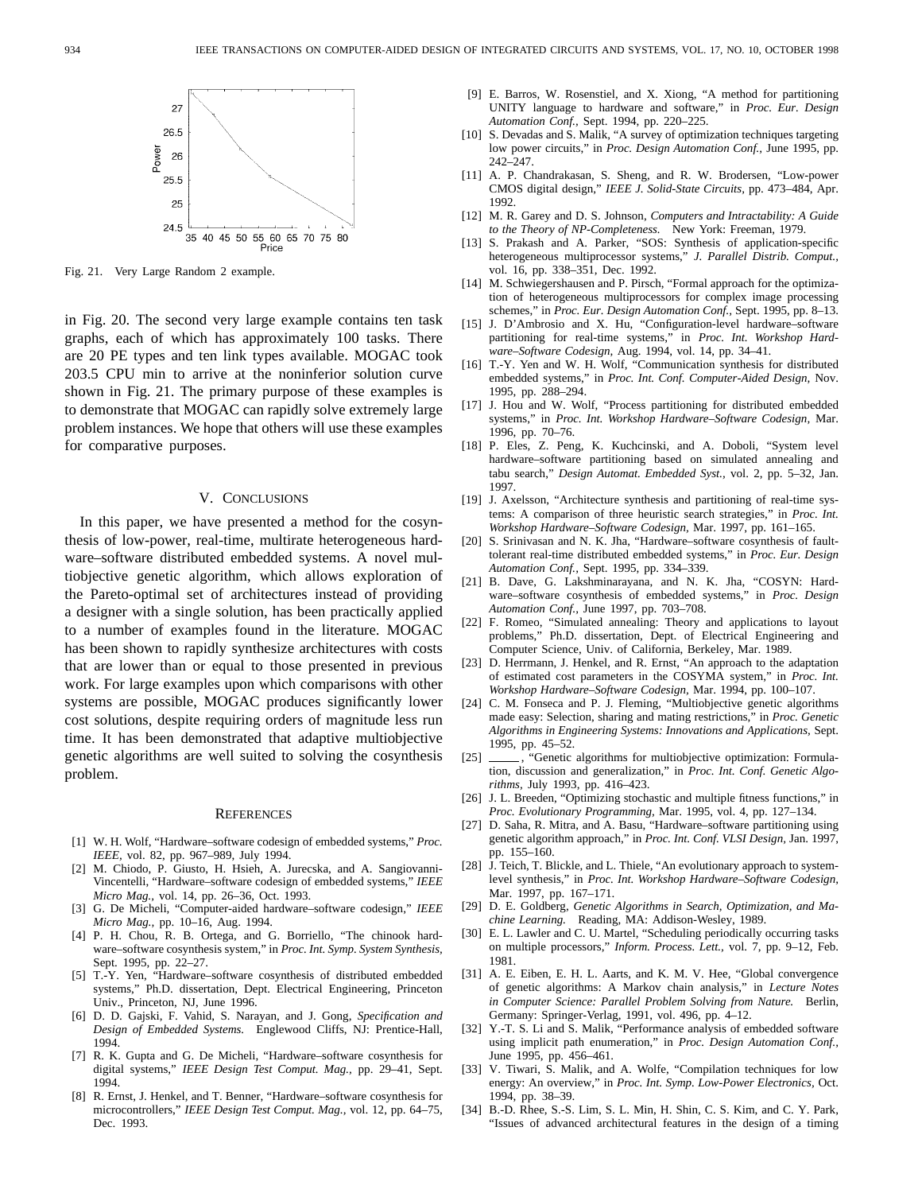Fig. 21. Very Large Random 2 example.

in Fig. 20. The second very large example contains ten task graphs, each of which has approximately 100 tasks. There are 20 PE types and ten link types available. MOGAC took 203.5 CPU min to arrive at the noninferior solution curve shown in Fig. 21. The primary purpose of these examples is to demonstrate that MOGAC can rapidly solve extremely large problem instances. We hope that others will use these examples for comparative purposes.

## V. Conclusions

In this paper, we have presented a method for the cosynthesis of low-power, real-time, multirate heterogeneous hardware–software distributed embedded systems. A novel multiobjective genetic algorithm, which allows exploration of the Pareto-optimal set of architectures instead of providing a designer with a single solution, has been practically applied to a number of examples found in the literature. MOGAC has been shown to rapidly synthesize architectures with costs that are lower than or equal to those presented in previous work. For large examples upon which comparisons with other systems are possible, MOGAC produces significantly lower cost solutions, despite requiring orders of magnitude less run time. It has been demonstrated that adaptive multiobjective genetic algorithms are well suited to solving the cosynthesis problem.

## References

[1] W. H. Wolf, "Hardware–software codesign of embedded systems," *Proc. IEEE*, vol. 82, pp. 967–989, July 1994.

[2] M. Chiodo, P. Giusto, H. Hsieh, A. Jurecska, and A. Sangiovanni-Vincentelli, "Hardware–software codesign of embedded systems," *IEEE Micro Mag.*, vol. 14, pp. 26–36, Oct. 1993.

[3] G. De Micheli, "Computer-aided hardware–software codesign," *IEEE Micro Mag.*, pp. 10–16, Aug. 1994.

[4] P. H. Chou, R. B. Ortega, and G. Borriello, "The chinook hardware–software cosynthesis system," in *Proc. Int. Symp. System Synthesis*, Sept. 1995, pp. 22–27.

[5] T.-Y. Yen, "Hardware–software cosynthesis of distributed embedded systems," Ph.D. dissertation, Dept. Electrical Engineering, Princeton Univ., Princeton, NJ, June 1996.

[6] D. D. Gajski, F. Vahid, S. Narayan, and J. Gong, *Specification and Design of Embedded Systems.* Englewood Cliffs, NJ: Prentice-Hall, 1994.

[7] R. K. Gupta and G. De Micheli, "Hardware–software cosynthesis for digital systems," *IEEE Design Test Comput. Mag.*, pp. 29–41, Sept. 1994.

[8] R. Ernst, J. Henkel, and T. Benner, "Hardware–software cosynthesis for microcontrollers," *IEEE Design Test Comput. Mag.*, vol. 12, pp. 64–75, Dec. 1993.

[9] E. Barros, W. Rosenstiel, and X. Xiong, "A method for partitioning UNITY language to hardware and software," in *Proc. Eur. Design Automation Conf.*, Sept. 1994, pp. 220–225.

[10] S. Devadas and S. Malik, "A survey of optimization techniques targeting low power circuits," in *Proc. Design Automation Conf.*, June 1995, pp. 242–247.

[11] A. P. Chandrakasan, S. Sheng, and R. W. Brodersen, "Low-power CMOS digital design," *IEEE J. Solid-State Circuits*, pp. 473–484, Apr. 1992.

[12] M. R. Garey and D. S. Johnson, *Computers and Intractability: A Guide to the Theory of NP-Completeness.* New York: Freeman, 1979.

[13] S. Prakash and A. Parker, "SOS: Synthesis of application-specific heterogeneous multiprocessor systems," *J. Parallel Distrib. Comput.*, vol. 16, pp. 338–351, Dec. 1992.

[14] M. Schwiegershausen and P. Pirsch, "Formal approach for the optimization of heterogeneous multiprocessors for complex image processing schemes," in *Proc. Eur. Design Automation Conf.*, Sept. 1995, pp. 8–13.

[15] J. D'Ambrosio and X. Hu, "Configuration-level hardware–software partitioning for real-time systems," in *Proc. Int. Workshop Hardware–Software Codesign*, Aug. 1994, vol. 14, pp. 34–41.

[16] T.-Y. Yen and W. H. Wolf, "Communication synthesis for distributed embedded systems," in *Proc. Int. Conf. Computer-Aided Design*, Nov. 1995, pp. 288–294.

[17] J. Hou and W. Wolf, "Process partitioning for distributed embedded systems," in *Proc. Int. Workshop Hardware–Software Codesign*, Mar. 1996, pp. 70–76.

[18] P. Eles, Z. Peng, K. Kuchcinski, and A. Doboli, "System level hardware–software partitioning based on simulated annealing and tabu search," *Design Automat. Embedded Syst.*, vol. 2, pp. 5–32, Jan. 1997.

[19] J. Axelsson, "Architecture synthesis and partitioning of real-time systems: A comparison of three heuristic search strategies," in *Proc. Int. Workshop Hardware–Software Codesign*, Mar. 1997, pp. 161–165.

[20] S. Srinivasan and N. K. Jha, "Hardware–software cosynthesis of fault-tolerant real-time distributed embedded systems," in *Proc. Eur. Design Automation Conf.*, Sept. 1995, pp. 334–339.

[21] B. Dave, G. Lakshminarayana, and N. K. Jha, "COSYN: Hardware–software cosynthesis of embedded systems," in *Proc. Design Automation Conf.*, June 1997, pp. 703–708.

[22] F. Romeo, "Simulated annealing: Theory and applications to layout problems," Ph.D. dissertation, Dept. of Electrical Engineering and Computer Science, Univ. of California, Berkeley, Mar. 1989.

[23] D. Herrmann, J. Henkel, and R. Ernst, "An approach to the adaptation of estimated cost parameters in the COSYMA system," in *Proc. Int. Workshop Hardware–Software Codesign*, Mar. 1994, pp. 100–107.

[24] C. M. Fonseca and P. J. Fleming, "Multiobjective genetic algorithms made easy: Selection, sharing and mating restrictions," in *Proc. Genetic Algorithms in Engineering Systems: Innovations and Applications*, Sept. 1995, pp. 45–52.

[25] ——, "Genetic algorithms for multiobjective optimization: Formulation, discussion and generalization," in *Proc. Int. Conf. Genetic Algorithms*, July 1993, pp. 416–423.

[26] J. L. Breeden, "Optimizing stochastic and multiple fitness functions," in *Proc. Evolutionary Programming*, Mar. 1995, vol. 4, pp. 127–134.

[27] D. Saha, R. Mitra, and A. Basu, "Hardware–software partitioning using genetic algorithm approach," in *Proc. Int. Conf. VLSI Design*, Jan. 1997, pp. 155–160.

[28] J. Teich, T. Blickle, and L. Thiele, "An evolutionary approach to system-level synthesis," in *Proc. Int. Workshop Hardware–Software Codesign*, Mar. 1997, pp. 167–171.

[29] D. E. Goldberg, *Genetic Algorithms in Search, Optimization, and Machine Learning.* Reading, MA: Addison-Wesley, 1989.

[30] E. L. Lawler and C. U. Martel, "Scheduling periodically occurring tasks on multiple processors," *Inform. Process. Lett.*, vol. 7, pp. 9–12, Feb. 1981.

[31] A. E. Eiben, E. H. L. Aarts, and K. M. V. Hee, "Global convergence of genetic algorithms: A Markov chain analysis," in *Lecture Notes in Computer Science: Parallel Problem Solving from Nature.* Berlin, Germany: Springer-Verlag, 1991, vol. 496, pp. 4–12.

[32] Y.-T. S. Li and S. Malik, "Performance analysis of embedded software using implicit path enumeration," in *Proc. Design Automation Conf.*, June 1995, pp. 456–461.

[33] V. Tiwari, S. Malik, and A. Wolfe, "Compilation techniques for low energy: An overview," in *Proc. Int. Symp. Low-Power Electronics*, Oct. 1994, pp. 38–39.

[34] B.-D. Rhee, S.-S. Lim, S. L. Min, H. Shin, C. S. Kim, and C. Y. Park, "Issues of advanced architectural features in the design of a timing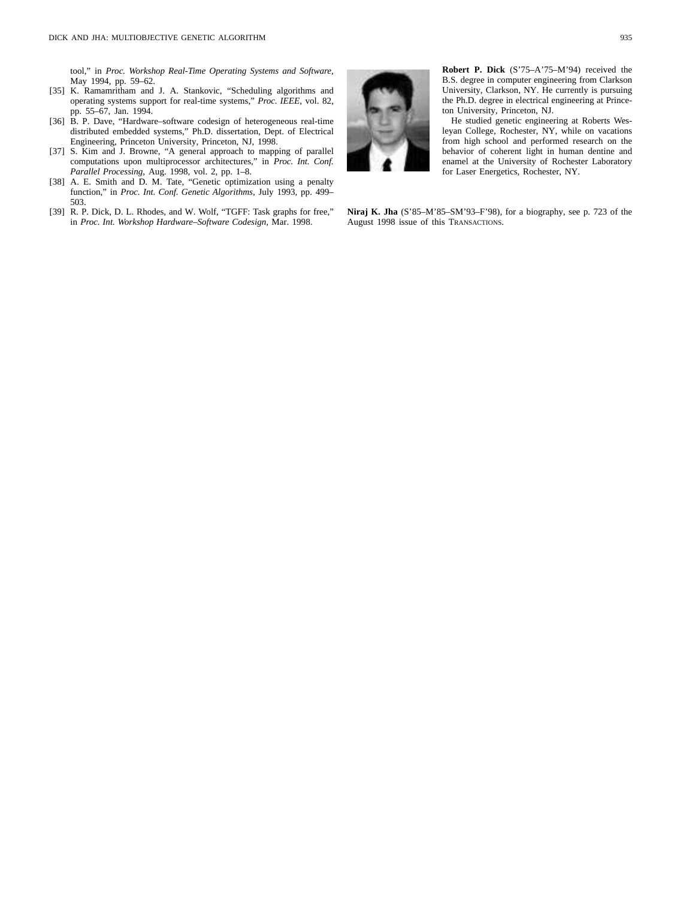tool," in *Proc. Workshop Real-Time Operating Systems and Software*, May 1994, pp. 59–62.

[35] K. Ramamritham and J. A. Stankovic, "Scheduling algorithms and operating systems support for real-time systems," *Proc. IEEE*, vol. 82, pp. 55–67, Jan. 1994.

[36] B. P. Dave, "Hardware–software codesign of heterogeneous real-time distributed embedded systems," Ph.D. dissertation, Dept. of Electrical Engineering, Princeton University, Princeton, NJ, 1998.

[37] S. Kim and J. Browne, "A general approach to mapping of parallel computations upon multiprocessor architectures," in *Proc. Int. Conf. Parallel Processing*, Aug. 1998, vol. 2, pp. 1–8.

[38] A. E. Smith and D. M. Tate, "Genetic optimization using a penalty function," in *Proc. Int. Conf. Genetic Algorithms*, July 1993, pp. 499–503.

[39] R. P. Dick, D. L. Rhodes, and W. Wolf, "TGFF: Task graphs for free," in *Proc. Int. Workshop Hardware–Software Codesign*, Mar. 1998.

**Robert P. Dick** (S'75–A'75–M'94) received the B.S. degree in computer engineering from Clarkson University, Clarkson, NY. He currently is pursuing the Ph.D. degree in electrical engineering at Princeton University, Princeton, NJ.

He studied genetic engineering at Roberts Wesleyan College, Rochester, NY, while on vacations from high school and performed research on the behavior of coherent light in human dentine and enamel at the University of Rochester Laboratory for Laser Energetics, Rochester, NY.

**Niraj K. Jha** (S'85–M'85–SM'93–F'98), for a biography, see p. 723 of the August 1998 issue of this TRANSACTIONS.